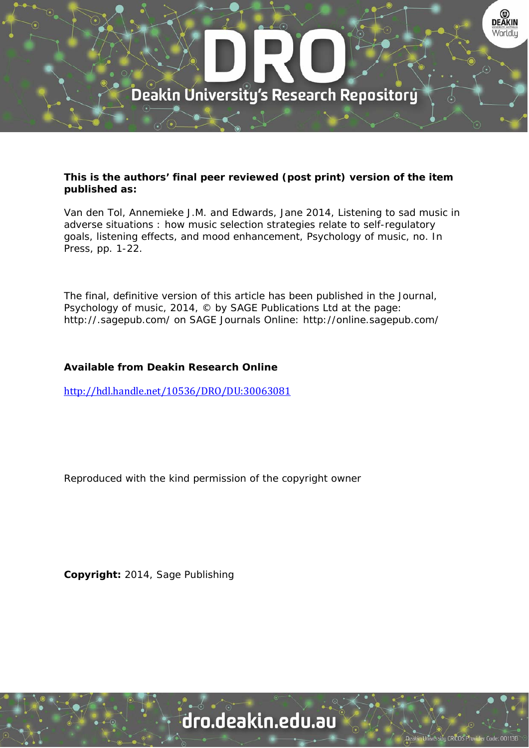**This is the authors' final peer reviewed (post print) version of the item published as:**

Van den Tol, Annemieke J.M. and Edwards, Jane 2014, Listening to sad music in adverse situations : how music selection strategies relate to self-regulatory goals, listening effects, and mood enhancement, Psychology of music, no. In Press, pp. 1-22.

The final, definitive version of this article has been published in the Journal, Psychology of music, 2014, © by SAGE Publications Ltd at the page: http://.sagepub.com/ on SAGE Journals Online: http://online.sagepub.com/

**Available from Deakin Research Online**

http://hdl.handle.net/10536/DRO/DU:30063081

Reproduced with the kind permission of the copyright owner

**Copyright:** 2014, Sage Publishing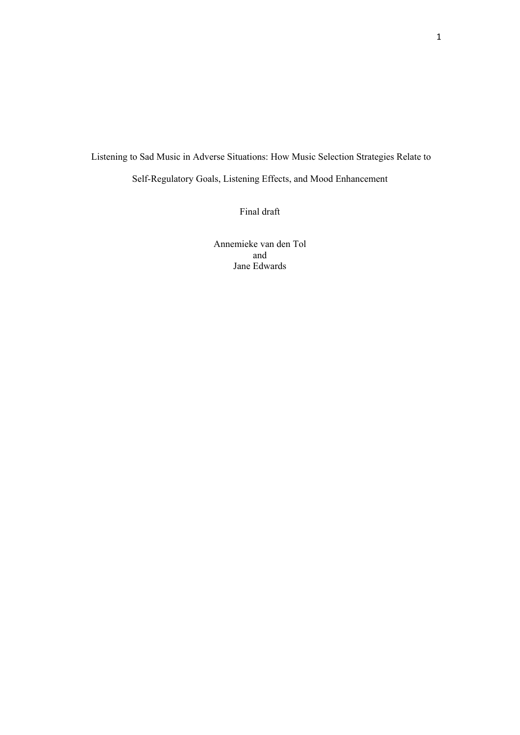# Listening to Sad Music in Adverse Situations: How Music Selection Strategies Relate to Self-Regulatory Goals, Listening Effects, and Mood Enhancement

Final draft

Annemieke van den Tol
and
Jane Edwards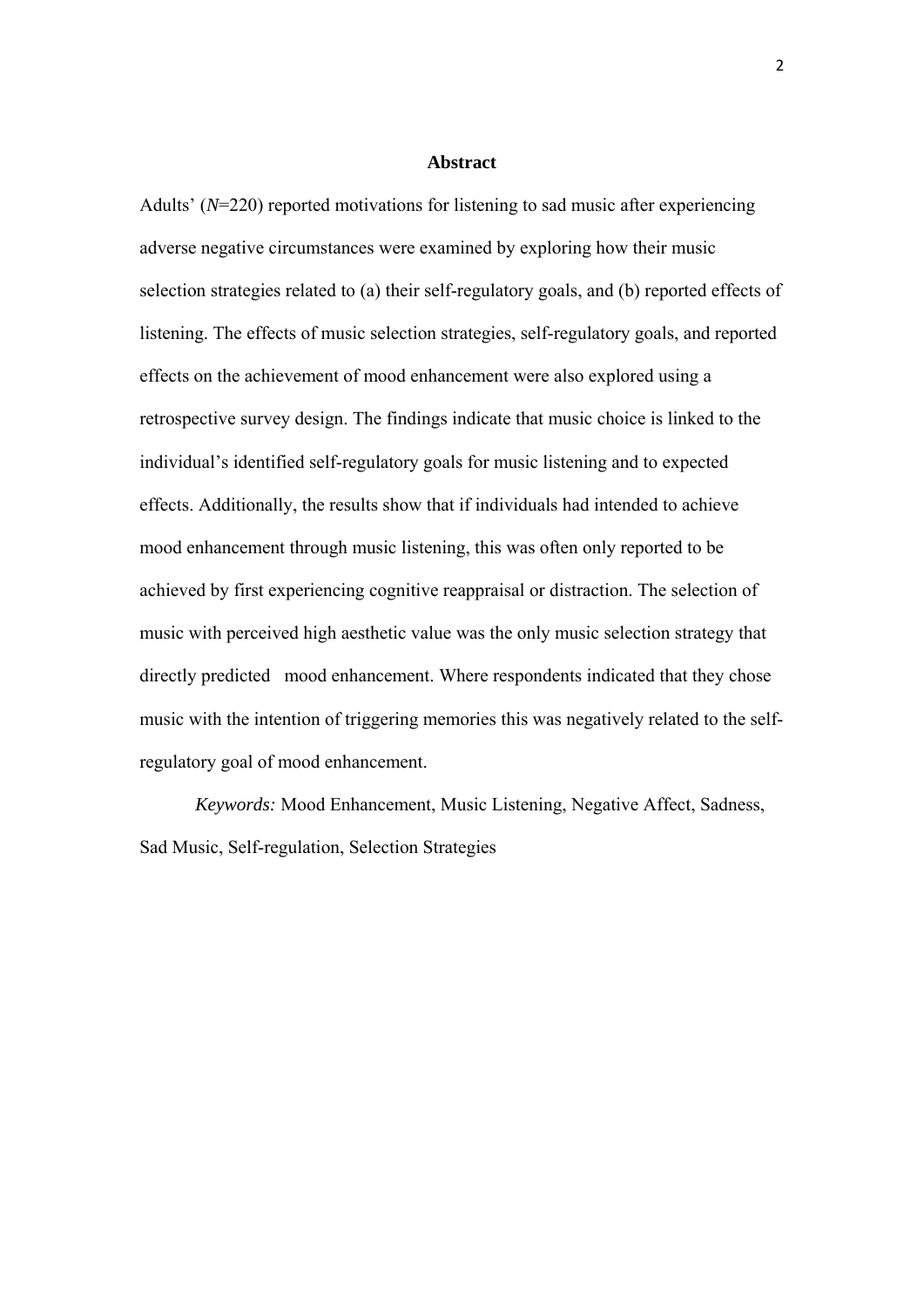## Abstract

Adults' (*N*=220) reported motivations for listening to sad music after experiencing adverse negative circumstances were examined by exploring how their music selection strategies related to (a) their self-regulatory goals, and (b) reported effects of listening. The effects of music selection strategies, self-regulatory goals, and reported effects on the achievement of mood enhancement were also explored using a retrospective survey design. The findings indicate that music choice is linked to the individual's identified self-regulatory goals for music listening and to expected effects. Additionally, the results show that if individuals had intended to achieve mood enhancement through music listening, this was often only reported to be achieved by first experiencing cognitive reappraisal or distraction. The selection of music with perceived high aesthetic value was the only music selection strategy that directly predicted mood enhancement. Where respondents indicated that they chose music with the intention of triggering memories this was negatively related to the self-regulatory goal of mood enhancement.

*Keywords:* Mood Enhancement, Music Listening, Negative Affect, Sadness, Sad Music, Self-regulation, Selection Strategies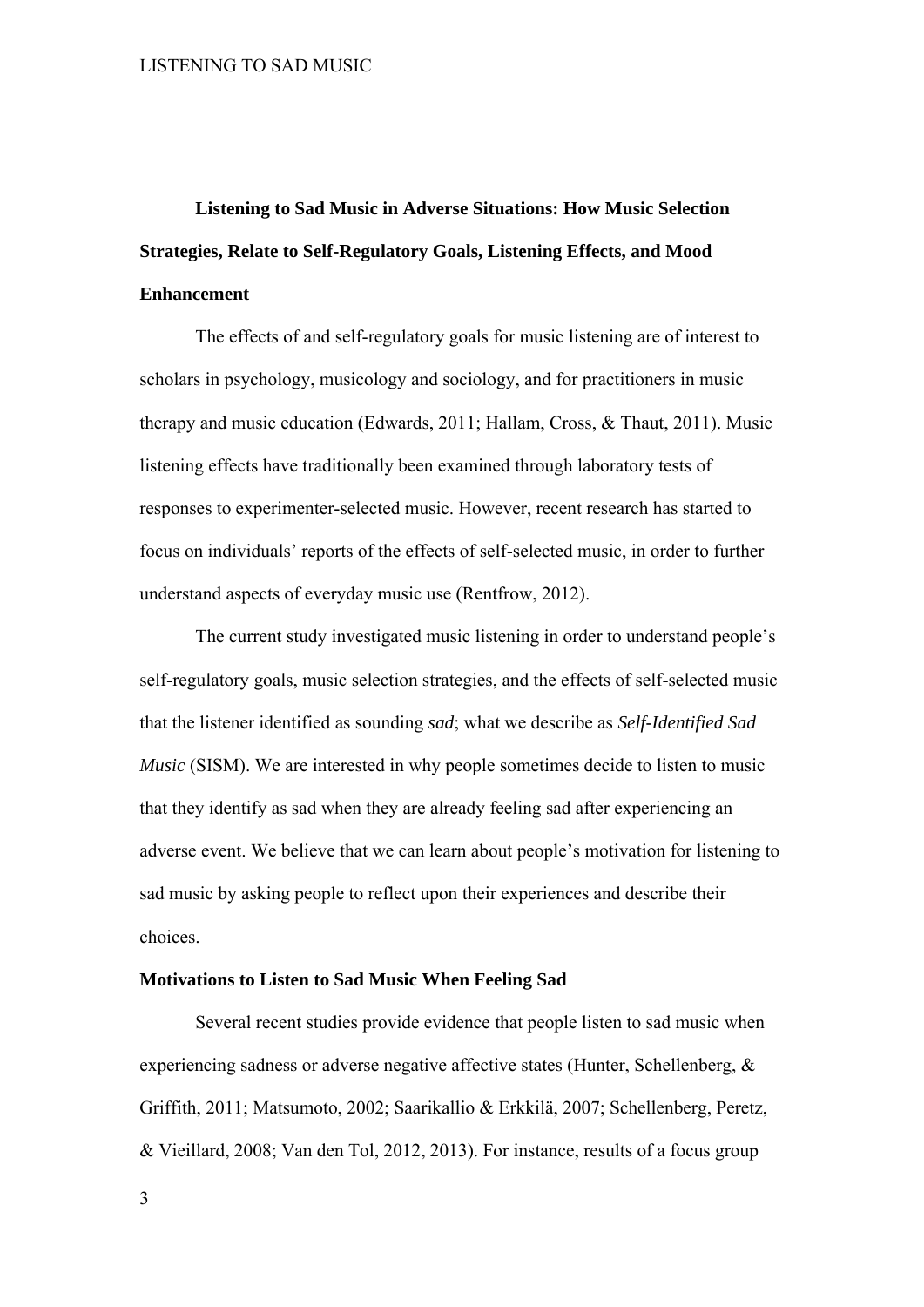**Listening to Sad Music in Adverse Situations: How Music Selection Strategies, Relate to Self-Regulatory Goals, Listening Effects, and Mood Enhancement**

The effects of and self-regulatory goals for music listening are of interest to scholars in psychology, musicology and sociology, and for practitioners in music therapy and music education (Edwards, 2011; Hallam, Cross, & Thaut, 2011). Music listening effects have traditionally been examined through laboratory tests of responses to experimenter-selected music. However, recent research has started to focus on individuals' reports of the effects of self-selected music, in order to further understand aspects of everyday music use (Rentfrow, 2012).

The current study investigated music listening in order to understand people's self-regulatory goals, music selection strategies, and the effects of self-selected music that the listener identified as sounding *sad*; what we describe as *Self-Identified Sad Music* (SISM). We are interested in why people sometimes decide to listen to music that they identify as sad when they are already feeling sad after experiencing an adverse event. We believe that we can learn about people's motivation for listening to sad music by asking people to reflect upon their experiences and describe their choices.

**Motivations to Listen to Sad Music When Feeling Sad**

Several recent studies provide evidence that people listen to sad music when experiencing sadness or adverse negative affective states (Hunter, Schellenberg, & Griffith, 2011; Matsumoto, 2002; Saarikallio & Erkkilä, 2007; Schellenberg, Peretz, & Vieillard, 2008; Van den Tol, 2012, 2013). For instance, results of a focus group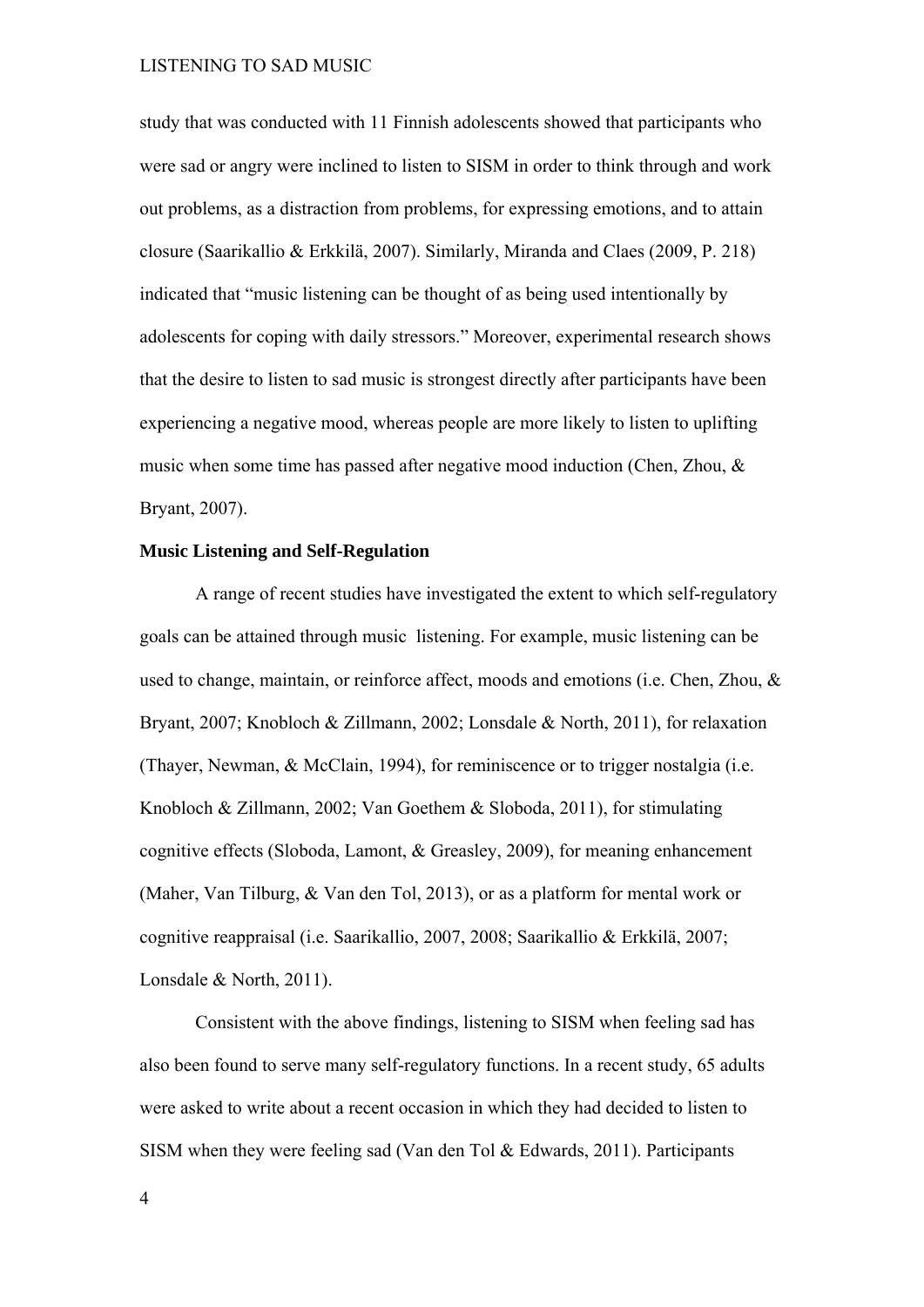study that was conducted with 11 Finnish adolescents showed that participants who were sad or angry were inclined to listen to SISM in order to think through and work out problems, as a distraction from problems, for expressing emotions, and to attain closure (Saarikallio & Erkkilä, 2007). Similarly, Miranda and Claes (2009, P. 218) indicated that "music listening can be thought of as being used intentionally by adolescents for coping with daily stressors." Moreover, experimental research shows that the desire to listen to sad music is strongest directly after participants have been experiencing a negative mood, whereas people are more likely to listen to uplifting music when some time has passed after negative mood induction (Chen, Zhou, & Bryant, 2007).

**Music Listening and Self-Regulation**

A range of recent studies have investigated the extent to which self-regulatory goals can be attained through music listening. For example, music listening can be used to change, maintain, or reinforce affect, moods and emotions (i.e. Chen, Zhou, & Bryant, 2007; Knobloch & Zillmann, 2002; Lonsdale & North, 2011), for relaxation (Thayer, Newman, & McClain, 1994), for reminiscence or to trigger nostalgia (i.e. Knobloch & Zillmann, 2002; Van Goethem & Sloboda, 2011), for stimulating cognitive effects (Sloboda, Lamont, & Greasley, 2009), for meaning enhancement (Maher, Van Tilburg, & Van den Tol, 2013), or as a platform for mental work or cognitive reappraisal (i.e. Saarikallio, 2007, 2008; Saarikallio & Erkkilä, 2007; Lonsdale & North, 2011).

Consistent with the above findings, listening to SISM when feeling sad has also been found to serve many self-regulatory functions. In a recent study, 65 adults were asked to write about a recent occasion in which they had decided to listen to SISM when they were feeling sad (Van den Tol & Edwards, 2011). Participants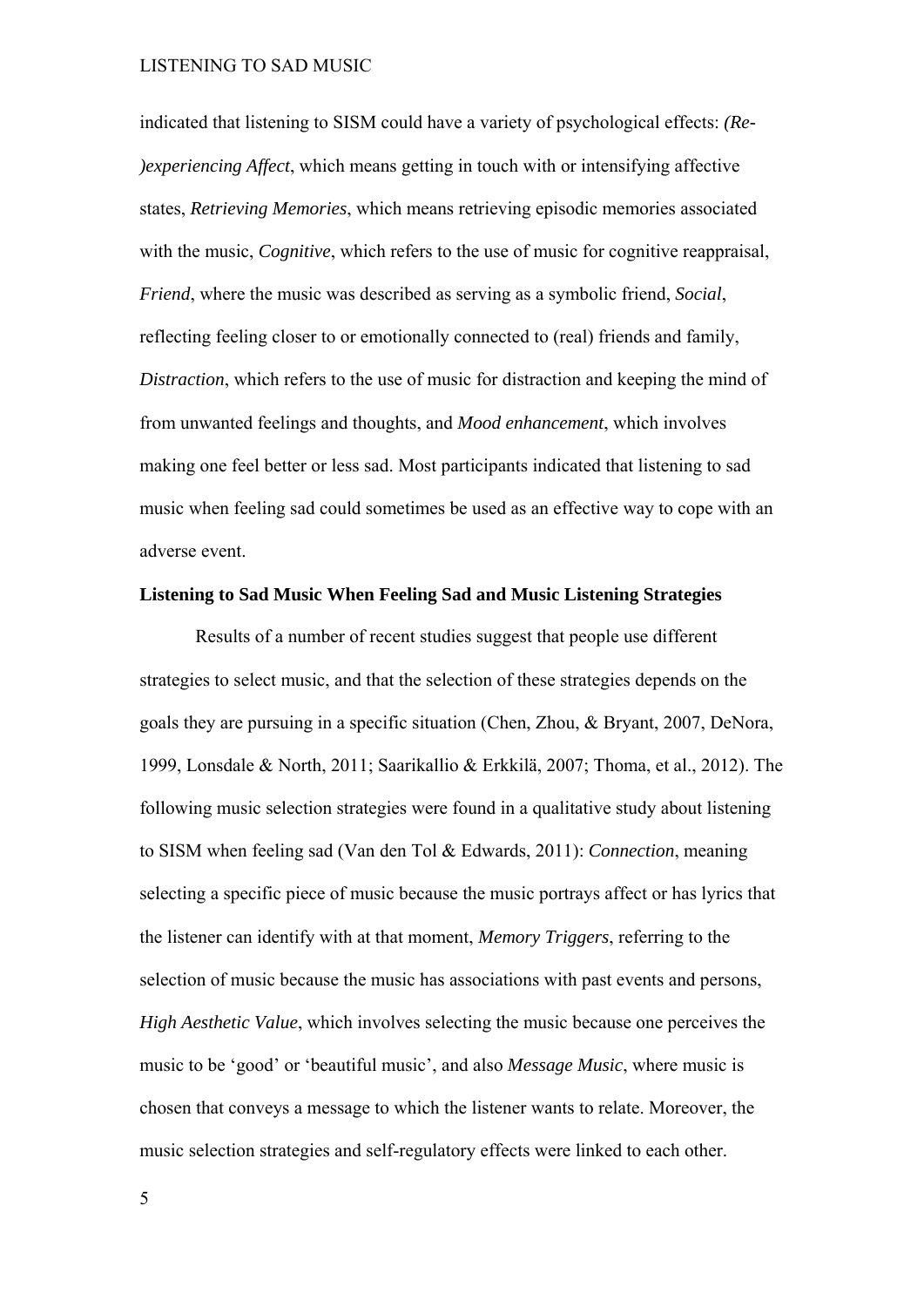indicated that listening to SISM could have a variety of psychological effects: *(Re-)experiencing Affect*, which means getting in touch with or intensifying affective states, *Retrieving Memories*, which means retrieving episodic memories associated with the music, *Cognitive*, which refers to the use of music for cognitive reappraisal, *Friend*, where the music was described as serving as a symbolic friend, *Social*, reflecting feeling closer to or emotionally connected to (real) friends and family, *Distraction*, which refers to the use of music for distraction and keeping the mind of from unwanted feelings and thoughts, and *Mood enhancement*, which involves making one feel better or less sad. Most participants indicated that listening to sad music when feeling sad could sometimes be used as an effective way to cope with an adverse event.

**Listening to Sad Music When Feeling Sad and Music Listening Strategies**

Results of a number of recent studies suggest that people use different strategies to select music, and that the selection of these strategies depends on the goals they are pursuing in a specific situation (Chen, Zhou, & Bryant, 2007, DeNora, 1999, Lonsdale & North, 2011; Saarikallio & Erkkilä, 2007; Thoma, et al., 2012). The following music selection strategies were found in a qualitative study about listening to SISM when feeling sad (Van den Tol & Edwards, 2011): *Connection*, meaning selecting a specific piece of music because the music portrays affect or has lyrics that the listener can identify with at that moment, *Memory Triggers*, referring to the selection of music because the music has associations with past events and persons, *High Aesthetic Value*, which involves selecting the music because one perceives the music to be 'good' or 'beautiful music', and also *Message Music*, where music is chosen that conveys a message to which the listener wants to relate. Moreover, the music selection strategies and self-regulatory effects were linked to each other.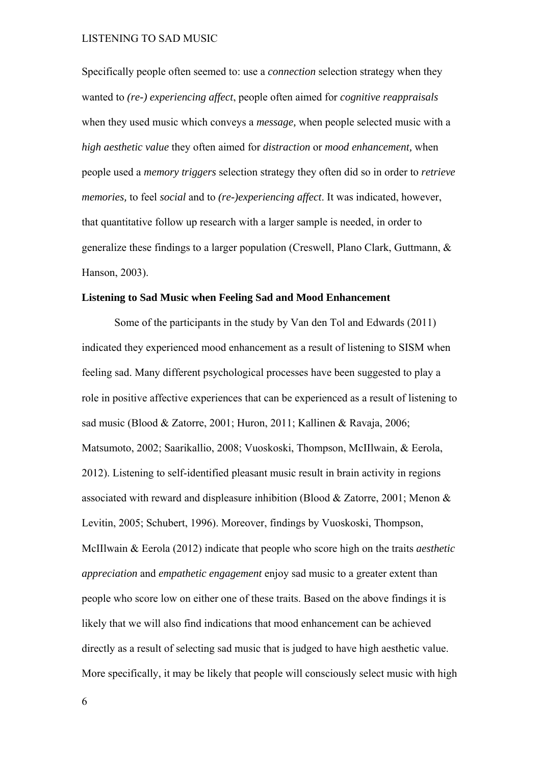Specifically people often seemed to: use a *connection* selection strategy when they wanted to *(re-) experiencing affect*, people often aimed for *cognitive reappraisals* when they used music which conveys a *message,* when people selected music with a *high aesthetic value* they often aimed for *distraction* or *mood enhancement,* when people used a *memory triggers* selection strategy they often did so in order to *retrieve memories,* to feel *social* and to *(re-)experiencing affect*. It was indicated, however, that quantitative follow up research with a larger sample is needed, in order to generalize these findings to a larger population (Creswell, Plano Clark, Guttmann, & Hanson, 2003).

**Listening to Sad Music when Feeling Sad and Mood Enhancement**

Some of the participants in the study by Van den Tol and Edwards (2011) indicated they experienced mood enhancement as a result of listening to SISM when feeling sad. Many different psychological processes have been suggested to play a role in positive affective experiences that can be experienced as a result of listening to sad music (Blood & Zatorre, 2001; Huron, 2011; Kallinen & Ravaja, 2006; Matsumoto, 2002; Saarikallio, 2008; Vuoskoski, Thompson, McIIlwain, & Eerola, 2012). Listening to self-identified pleasant music result in brain activity in regions associated with reward and displeasure inhibition (Blood & Zatorre, 2001; Menon & Levitin, 2005; Schubert, 1996). Moreover, findings by Vuoskoski, Thompson, McIIlwain & Eerola (2012) indicate that people who score high on the traits *aesthetic appreciation* and *empathetic engagement* enjoy sad music to a greater extent than people who score low on either one of these traits. Based on the above findings it is likely that we will also find indications that mood enhancement can be achieved directly as a result of selecting sad music that is judged to have high aesthetic value. More specifically, it may be likely that people will consciously select music with high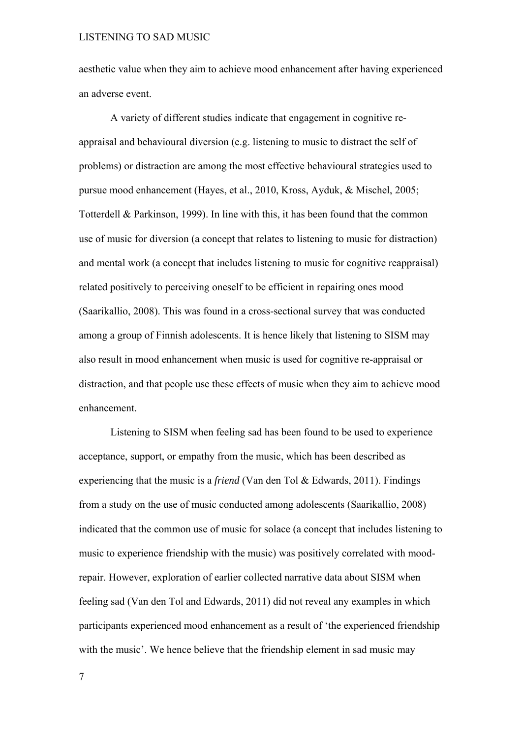aesthetic value when they aim to achieve mood enhancement after having experienced an adverse event.

A variety of different studies indicate that engagement in cognitive re-appraisal and behavioural diversion (e.g. listening to music to distract the self of problems) or distraction are among the most effective behavioural strategies used to pursue mood enhancement (Hayes, et al., 2010, Kross, Ayduk, & Mischel, 2005; Totterdell & Parkinson, 1999). In line with this, it has been found that the common use of music for diversion (a concept that relates to listening to music for distraction) and mental work (a concept that includes listening to music for cognitive reappraisal) related positively to perceiving oneself to be efficient in repairing ones mood (Saarikallio, 2008). This was found in a cross-sectional survey that was conducted among a group of Finnish adolescents. It is hence likely that listening to SISM may also result in mood enhancement when music is used for cognitive re-appraisal or distraction, and that people use these effects of music when they aim to achieve mood enhancement.

Listening to SISM when feeling sad has been found to be used to experience acceptance, support, or empathy from the music, which has been described as experiencing that the music is a *friend* (Van den Tol & Edwards, 2011). Findings from a study on the use of music conducted among adolescents (Saarikallio, 2008) indicated that the common use of music for solace (a concept that includes listening to music to experience friendship with the music) was positively correlated with mood-repair. However, exploration of earlier collected narrative data about SISM when feeling sad (Van den Tol and Edwards, 2011) did not reveal any examples in which participants experienced mood enhancement as a result of 'the experienced friendship with the music'. We hence believe that the friendship element in sad music may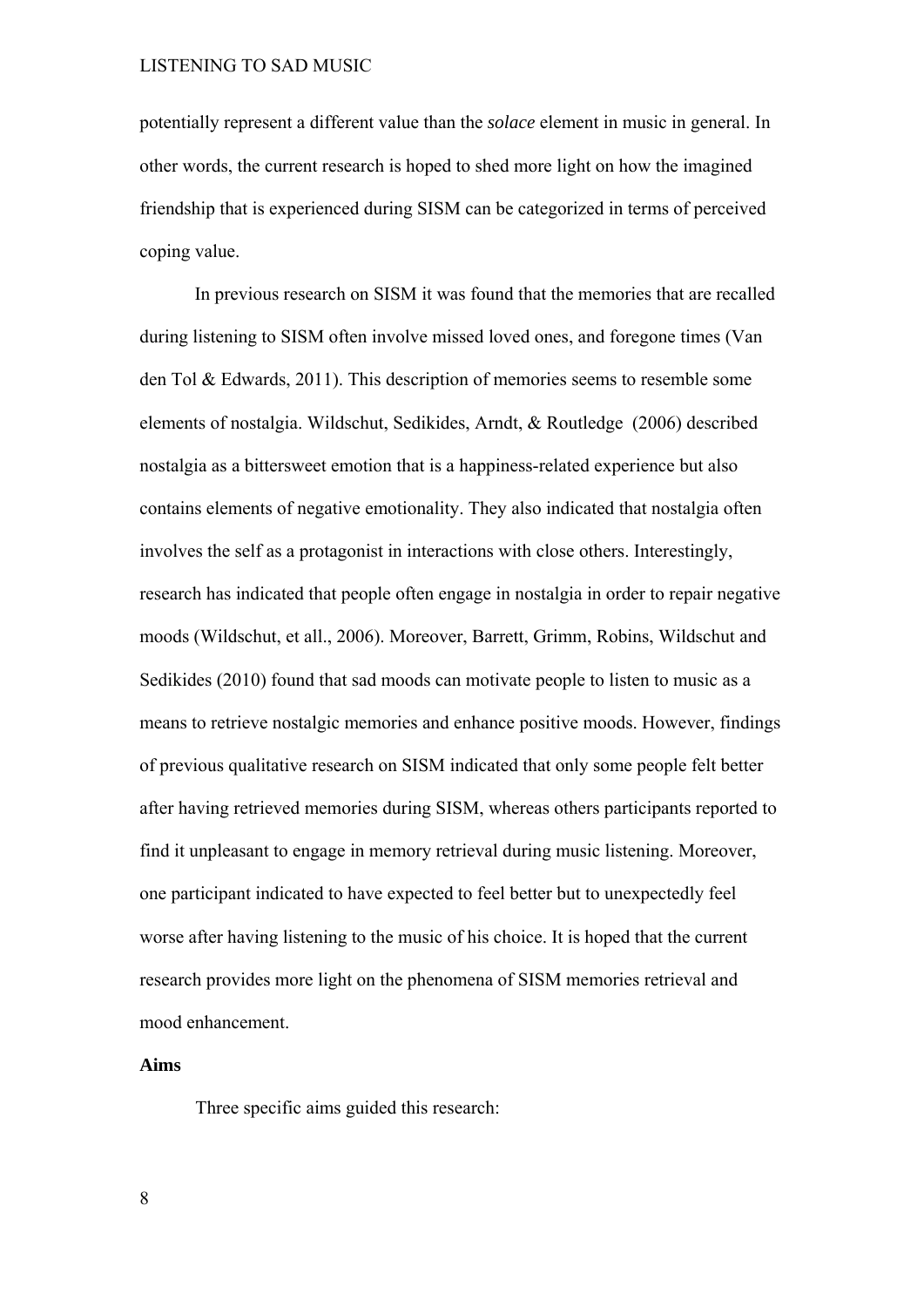potentially represent a different value than the *solace* element in music in general. In other words, the current research is hoped to shed more light on how the imagined friendship that is experienced during SISM can be categorized in terms of perceived coping value.

In previous research on SISM it was found that the memories that are recalled during listening to SISM often involve missed loved ones, and foregone times (Van den Tol & Edwards, 2011). This description of memories seems to resemble some elements of nostalgia. Wildschut, Sedikides, Arndt, & Routledge (2006) described nostalgia as a bittersweet emotion that is a happiness-related experience but also contains elements of negative emotionality. They also indicated that nostalgia often involves the self as a protagonist in interactions with close others. Interestingly, research has indicated that people often engage in nostalgia in order to repair negative moods (Wildschut, et all., 2006). Moreover, Barrett, Grimm, Robins, Wildschut and Sedikides (2010) found that sad moods can motivate people to listen to music as a means to retrieve nostalgic memories and enhance positive moods. However, findings of previous qualitative research on SISM indicated that only some people felt better after having retrieved memories during SISM, whereas others participants reported to find it unpleasant to engage in memory retrieval during music listening. Moreover, one participant indicated to have expected to feel better but to unexpectedly feel worse after having listening to the music of his choice. It is hoped that the current research provides more light on the phenomena of SISM memories retrieval and mood enhancement.

**Aims**

Three specific aims guided this research: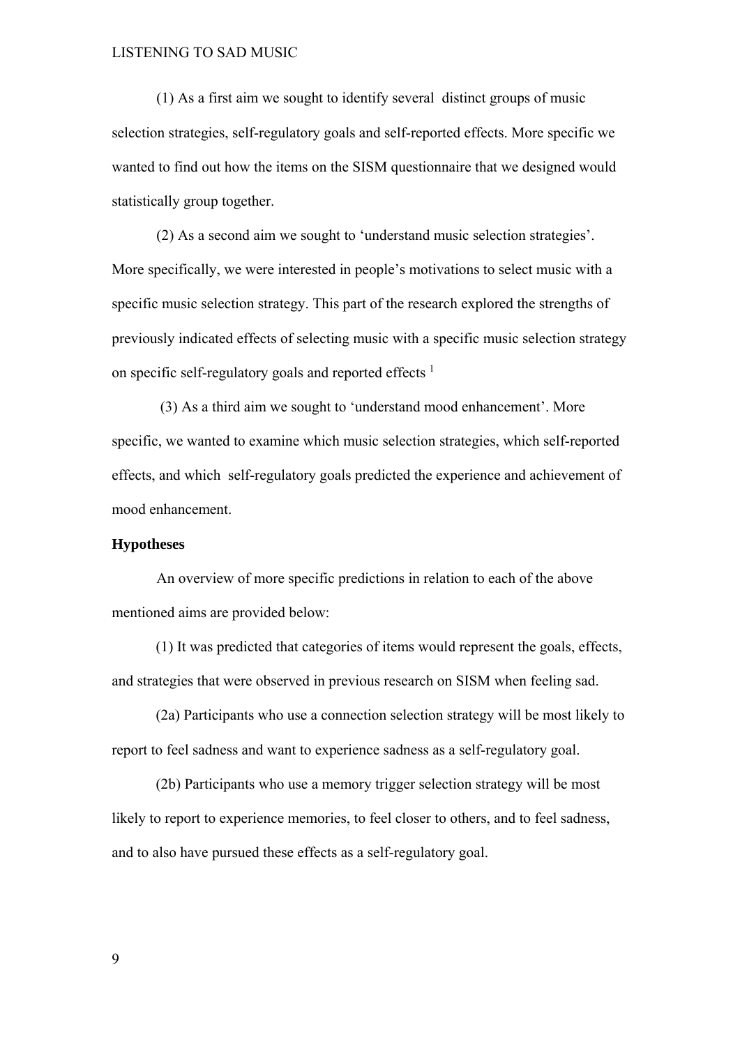(1) As a first aim we sought to identify several distinct groups of music selection strategies, self-regulatory goals and self-reported effects. More specific we wanted to find out how the items on the SISM questionnaire that we designed would statistically group together.

(2) As a second aim we sought to 'understand music selection strategies'. More specifically, we were interested in people's motivations to select music with a specific music selection strategy. This part of the research explored the strengths of previously indicated effects of selecting music with a specific music selection strategy on specific self-regulatory goals and reported effects [1]

(3) As a third aim we sought to 'understand mood enhancement'. More specific, we wanted to examine which music selection strategies, which self-reported effects, and which self-regulatory goals predicted the experience and achievement of mood enhancement.

**Hypotheses**

An overview of more specific predictions in relation to each of the above mentioned aims are provided below:

(1) It was predicted that categories of items would represent the goals, effects, and strategies that were observed in previous research on SISM when feeling sad.

(2a) Participants who use a connection selection strategy will be most likely to report to feel sadness and want to experience sadness as a self-regulatory goal.

(2b) Participants who use a memory trigger selection strategy will be most likely to report to experience memories, to feel closer to others, and to feel sadness, and to also have pursued these effects as a self-regulatory goal.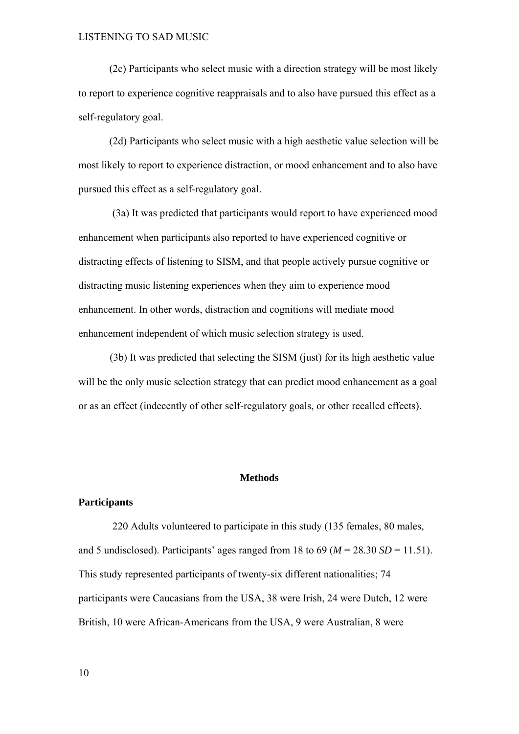(2c) Participants who select music with a direction strategy will be most likely to report to experience cognitive reappraisals and to also have pursued this effect as a self-regulatory goal.

(2d) Participants who select music with a high aesthetic value selection will be most likely to report to experience distraction, or mood enhancement and to also have pursued this effect as a self-regulatory goal.

(3a) It was predicted that participants would report to have experienced mood enhancement when participants also reported to have experienced cognitive or distracting effects of listening to SISM, and that people actively pursue cognitive or distracting music listening experiences when they aim to experience mood enhancement. In other words, distraction and cognitions will mediate mood enhancement independent of which music selection strategy is used.

(3b) It was predicted that selecting the SISM (just) for its high aesthetic value will be the only music selection strategy that can predict mood enhancement as a goal or as an effect (indecently of other self-regulatory goals, or other recalled effects).

## Methods

### Participants

220 Adults volunteered to participate in this study (135 females, 80 males, and 5 undisclosed). Participants' ages ranged from 18 to 69 ($M$ = 28.30 $SD$ = 11.51). This study represented participants of twenty-six different nationalities; 74 participants were Caucasians from the USA, 38 were Irish, 24 were Dutch, 12 were British, 10 were African-Americans from the USA, 9 were Australian, 8 were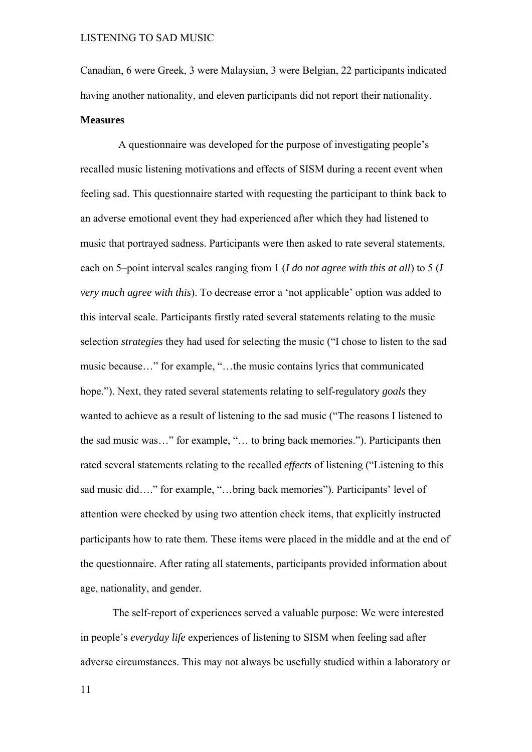Canadian, 6 were Greek, 3 were Malaysian, 3 were Belgian, 22 participants indicated having another nationality, and eleven participants did not report their nationality.

**Measures**

A questionnaire was developed for the purpose of investigating people's recalled music listening motivations and effects of SISM during a recent event when feeling sad. This questionnaire started with requesting the participant to think back to an adverse emotional event they had experienced after which they had listened to music that portrayed sadness. Participants were then asked to rate several statements, each on 5–point interval scales ranging from 1 (*I do not agree with this at all*) to 5 (*I very much agree with this*). To decrease error a 'not applicable' option was added to this interval scale. Participants firstly rated several statements relating to the music selection *strategies* they had used for selecting the music ("I chose to listen to the sad music because…" for example, "…the music contains lyrics that communicated hope."). Next, they rated several statements relating to self-regulatory *goals* they wanted to achieve as a result of listening to the sad music ("The reasons I listened to the sad music was…" for example, "… to bring back memories."). Participants then rated several statements relating to the recalled *effects* of listening ("Listening to this sad music did…." for example, "…bring back memories"). Participants' level of attention were checked by using two attention check items, that explicitly instructed participants how to rate them. These items were placed in the middle and at the end of the questionnaire. After rating all statements, participants provided information about age, nationality, and gender.

The self-report of experiences served a valuable purpose: We were interested in people's *everyday life* experiences of listening to SISM when feeling sad after adverse circumstances. This may not always be usefully studied within a laboratory or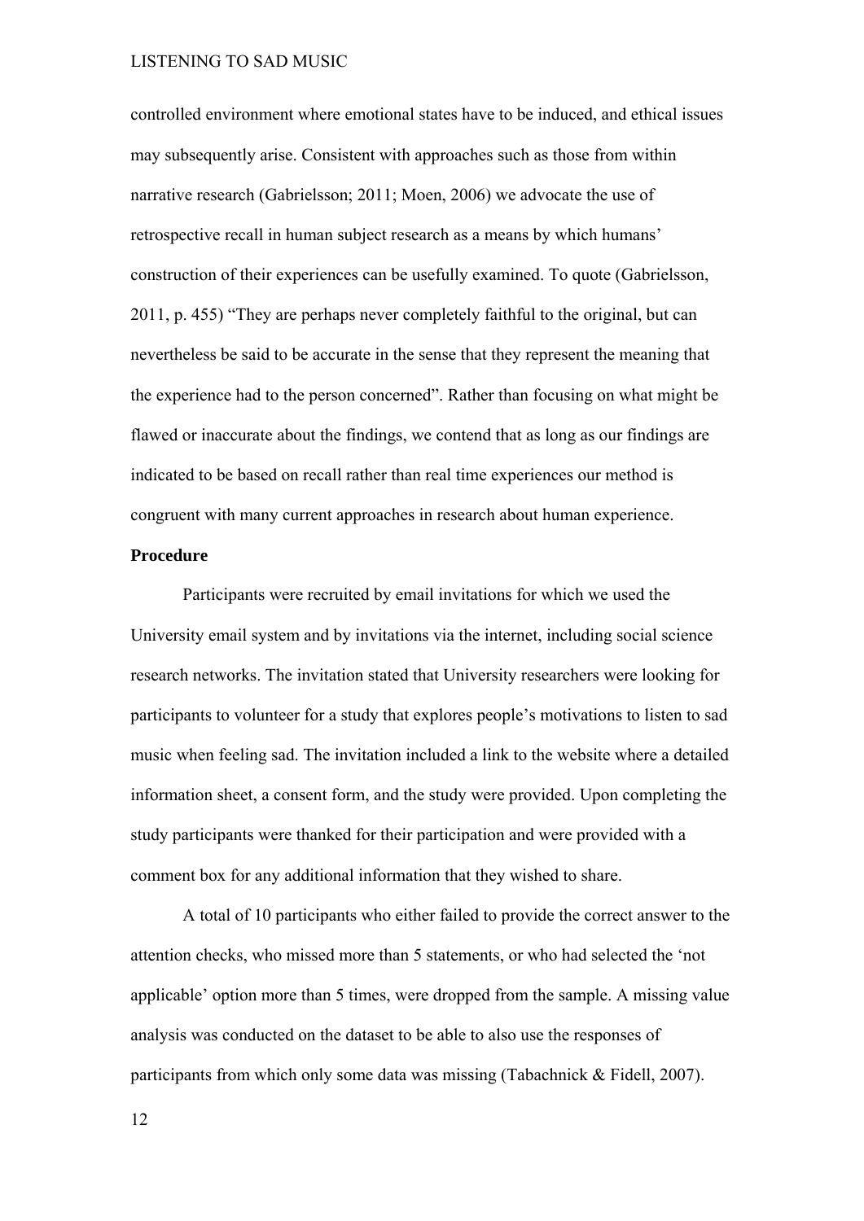controlled environment where emotional states have to be induced, and ethical issues may subsequently arise. Consistent with approaches such as those from within narrative research (Gabrielsson; 2011; Moen, 2006) we advocate the use of retrospective recall in human subject research as a means by which humans' construction of their experiences can be usefully examined. To quote (Gabrielsson, 2011, p. 455) "They are perhaps never completely faithful to the original, but can nevertheless be said to be accurate in the sense that they represent the meaning that the experience had to the person concerned". Rather than focusing on what might be flawed or inaccurate about the findings, we contend that as long as our findings are indicated to be based on recall rather than real time experiences our method is congruent with many current approaches in research about human experience.

**Procedure**

Participants were recruited by email invitations for which we used the University email system and by invitations via the internet, including social science research networks. The invitation stated that University researchers were looking for participants to volunteer for a study that explores people's motivations to listen to sad music when feeling sad. The invitation included a link to the website where a detailed information sheet, a consent form, and the study were provided. Upon completing the study participants were thanked for their participation and were provided with a comment box for any additional information that they wished to share.

A total of 10 participants who either failed to provide the correct answer to the attention checks, who missed more than 5 statements, or who had selected the 'not applicable' option more than 5 times, were dropped from the sample. A missing value analysis was conducted on the dataset to be able to also use the responses of participants from which only some data was missing (Tabachnick & Fidell, 2007).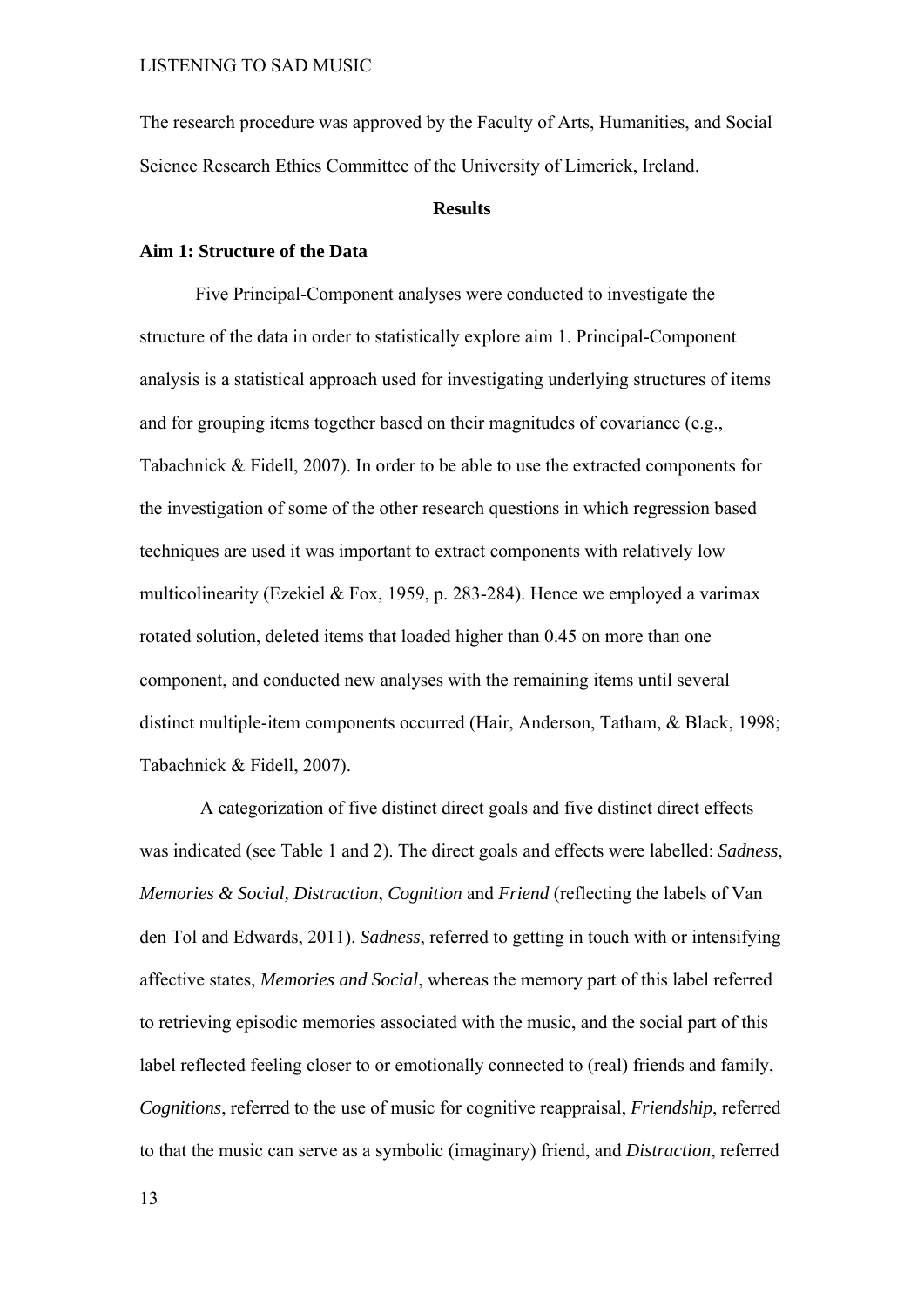The research procedure was approved by the Faculty of Arts, Humanities, and Social Science Research Ethics Committee of the University of Limerick, Ireland.

## Results

### Aim 1: Structure of the Data

Five Principal-Component analyses were conducted to investigate the structure of the data in order to statistically explore aim 1. Principal-Component analysis is a statistical approach used for investigating underlying structures of items and for grouping items together based on their magnitudes of covariance (e.g., Tabachnick & Fidell, 2007). In order to be able to use the extracted components for the investigation of some of the other research questions in which regression based techniques are used it was important to extract components with relatively low multicolinearity (Ezekiel & Fox, 1959, p. 283-284). Hence we employed a varimax rotated solution, deleted items that loaded higher than 0.45 on more than one component, and conducted new analyses with the remaining items until several distinct multiple-item components occurred (Hair, Anderson, Tatham, & Black, 1998; Tabachnick & Fidell, 2007).

A categorization of five distinct direct goals and five distinct direct effects was indicated (see Table 1 and 2). The direct goals and effects were labelled: ***Sadness***, *Memories & Social, Distraction*, *Cognition* and *Friend* (reflecting the labels of Van den Tol and Edwards, 2011). *Sadness*, referred to getting in touch with or intensifying affective states, *Memories and Social*, whereas the memory part of this label referred to retrieving episodic memories associated with the music, and the social part of this label reflected feeling closer to or emotionally connected to (real) friends and family, *Cognitions*, referred to the use of music for cognitive reappraisal, *Friendship*, referred to that the music can serve as a symbolic (imaginary) friend, and *Distraction*, referred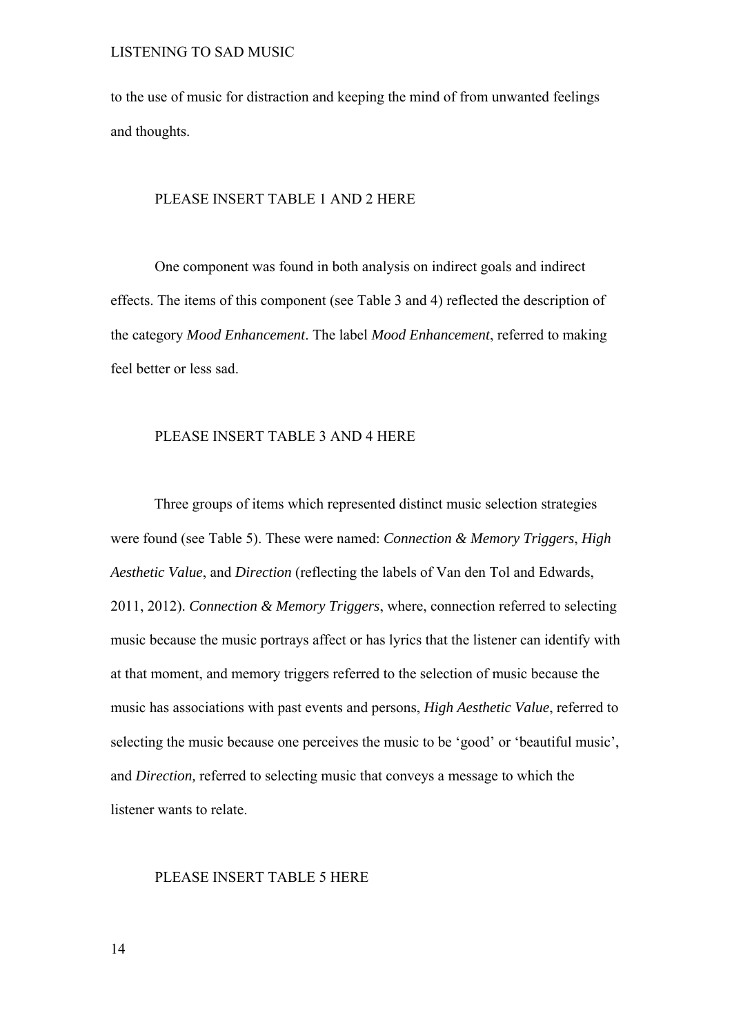to the use of music for distraction and keeping the mind of from unwanted feelings and thoughts.

PLEASE INSERT TABLE 1 AND 2 HERE

One component was found in both analysis on indirect goals and indirect effects. The items of this component (see Table 3 and 4) reflected the description of the category *Mood Enhancement*. The label *Mood Enhancement*, referred to making feel better or less sad.

PLEASE INSERT TABLE 3 AND 4 HERE

Three groups of items which represented distinct music selection strategies were found (see Table 5). These were named: *Connection & Memory Triggers*, *High Aesthetic Value*, and *Direction* (reflecting the labels of Van den Tol and Edwards, 2011, 2012). *Connection & Memory Triggers*, where, connection referred to selecting music because the music portrays affect or has lyrics that the listener can identify with at that moment, and memory triggers referred to the selection of music because the music has associations with past events and persons, *High Aesthetic Value*, referred to selecting the music because one perceives the music to be 'good' or 'beautiful music', and *Direction,* referred to selecting music that conveys a message to which the listener wants to relate.

PLEASE INSERT TABLE 5 HERE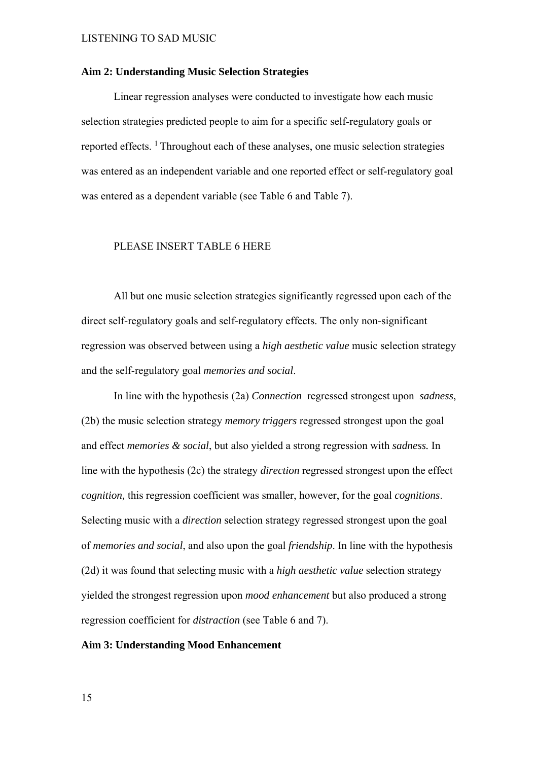**Aim 2: Understanding Music Selection Strategies**

Linear regression analyses were conducted to investigate how each music selection strategies predicted people to aim for a specific self-regulatory goals or reported effects. [1] Throughout each of these analyses, one music selection strategies was entered as an independent variable and one reported effect or self-regulatory goal was entered as a dependent variable (see Table 6 and Table 7).

PLEASE INSERT TABLE 6 HERE

All but one music selection strategies significantly regressed upon each of the direct self-regulatory goals and self-regulatory effects. The only non-significant regression was observed between using a *high aesthetic value* music selection strategy and the self-regulatory goal *memories and social*.

In line with the hypothesis (2a) *Connection* regressed strongest upon *sadness*, (2b) the music selection strategy *memory triggers* regressed strongest upon the goal and effect *memories & social*, but also yielded a strong regression with *sadness.* In line with the hypothesis (2c) the strategy *direction* regressed strongest upon the effect *cognition,* this regression coefficient was smaller, however, for the goal *cognitions*. Selecting music with a *direction* selection strategy regressed strongest upon the goal of *memories and social*, and also upon the goal *friendship*. In line with the hypothesis (2d) it was found that selecting music with a *high aesthetic value* selection strategy yielded the strongest regression upon *mood enhancement* but also produced a strong regression coefficient for *distraction* (see Table 6 and 7).

**Aim 3: Understanding Mood Enhancement**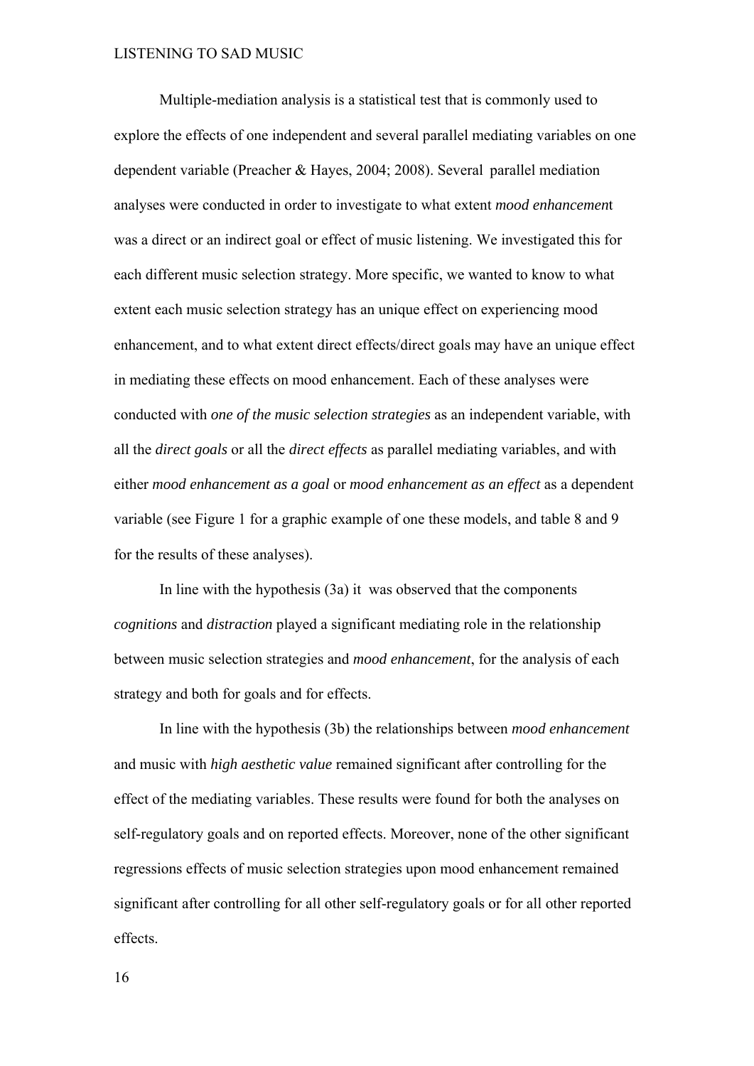Multiple-mediation analysis is a statistical test that is commonly used to explore the effects of one independent and several parallel mediating variables on one dependent variable (Preacher & Hayes, 2004; 2008). Several parallel mediation analyses were conducted in order to investigate to what extent *mood enhancement* was a direct or an indirect goal or effect of music listening. We investigated this for each different music selection strategy. More specific, we wanted to know to what extent each music selection strategy has an unique effect on experiencing mood enhancement, and to what extent direct effects/direct goals may have an unique effect in mediating these effects on mood enhancement. Each of these analyses were conducted with *one of the music selection strategies* as an independent variable, with all the *direct goals* or all the *direct effects* as parallel mediating variables, and with either *mood enhancement as a goal* or *mood enhancement as an effect* as a dependent variable (see Figure 1 for a graphic example of one these models, and table 8 and 9 for the results of these analyses).

In line with the hypothesis (3a) it was observed that the components *cognitions* and *distraction* played a significant mediating role in the relationship between music selection strategies and *mood enhancement*, for the analysis of each strategy and both for goals and for effects.

In line with the hypothesis (3b) the relationships between *mood enhancement* and music with *high aesthetic value* remained significant after controlling for the effect of the mediating variables. These results were found for both the analyses on self-regulatory goals and on reported effects. Moreover, none of the other significant regressions effects of music selection strategies upon mood enhancement remained significant after controlling for all other self-regulatory goals or for all other reported effects.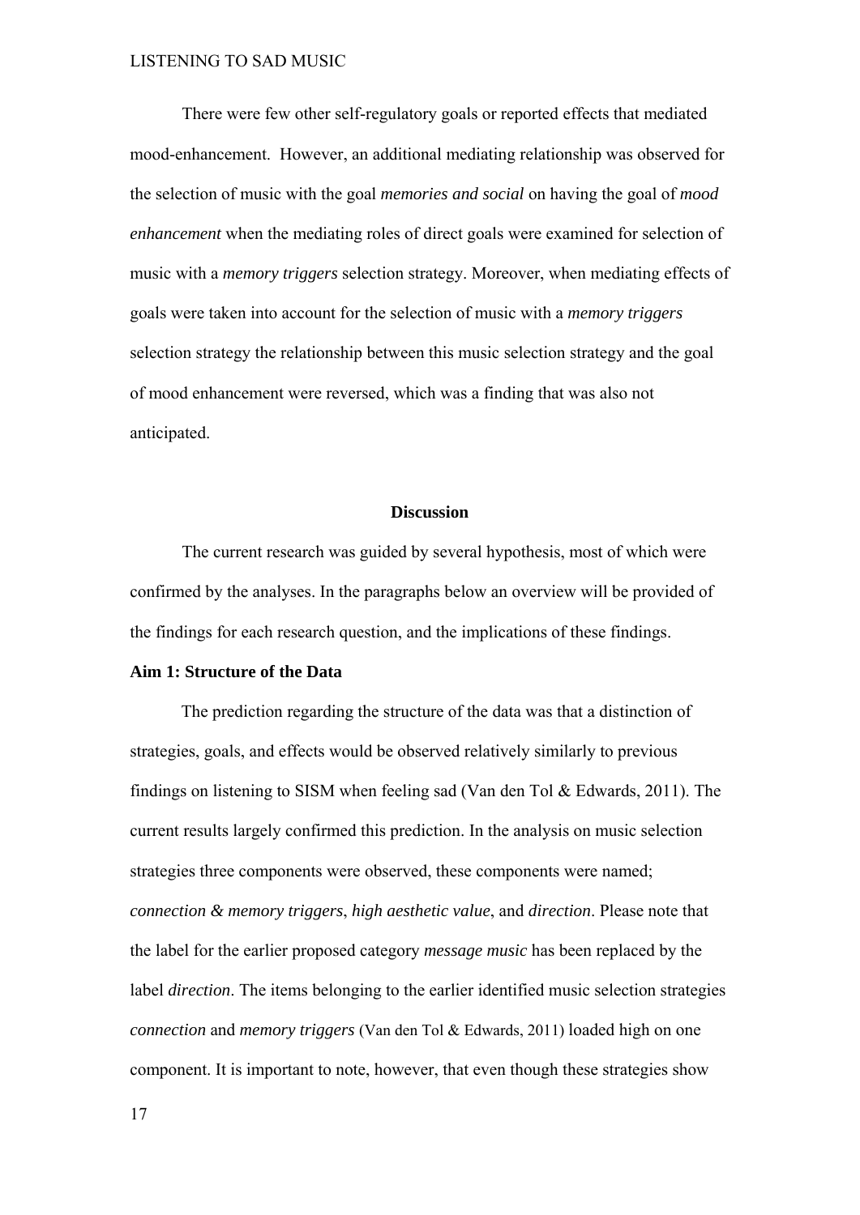There were few other self-regulatory goals or reported effects that mediated mood-enhancement. However, an additional mediating relationship was observed for the selection of music with the goal *memories and social* on having the goal of *mood enhancement* when the mediating roles of direct goals were examined for selection of music with a *memory triggers* selection strategy. Moreover, when mediating effects of goals were taken into account for the selection of music with a *memory triggers* selection strategy the relationship between this music selection strategy and the goal of mood enhancement were reversed, which was a finding that was also not anticipated.

## Discussion

The current research was guided by several hypothesis, most of which were confirmed by the analyses. In the paragraphs below an overview will be provided of the findings for each research question, and the implications of these findings.

### Aim 1: Structure of the Data

The prediction regarding the structure of the data was that a distinction of strategies, goals, and effects would be observed relatively similarly to previous findings on listening to SISM when feeling sad (Van den Tol & Edwards, 2011). The current results largely confirmed this prediction. In the analysis on music selection strategies three components were observed, these components were named; *connection & memory triggers*, *high aesthetic value*, and *direction*. Please note that the label for the earlier proposed category *message music* has been replaced by the label *direction*. The items belonging to the earlier identified music selection strategies *connection* and *memory triggers* (Van den Tol & Edwards, 2011) loaded high on one component. It is important to note, however, that even though these strategies show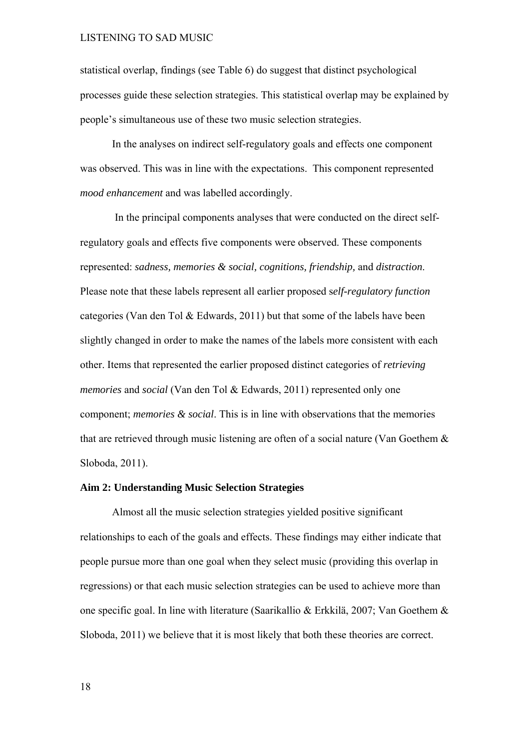statistical overlap, findings (see Table 6) do suggest that distinct psychological processes guide these selection strategies. This statistical overlap may be explained by people's simultaneous use of these two music selection strategies.

In the analyses on indirect self-regulatory goals and effects one component was observed. This was in line with the expectations. This component represented *mood enhancement* and was labelled accordingly.

In the principal components analyses that were conducted on the direct self-regulatory goals and effects five components were observed. These components represented: *sadness, memories & social, cognitions, friendship,* and *distraction*. Please note that these labels represent all earlier proposed s*elf-regulatory function* categories (Van den Tol & Edwards, 2011) but that some of the labels have been slightly changed in order to make the names of the labels more consistent with each other. Items that represented the earlier proposed distinct categories of *retrieving memories* and *social* (Van den Tol & Edwards, 2011) represented only one component; *memories & social*. This is in line with observations that the memories that are retrieved through music listening are often of a social nature (Van Goethem & Sloboda, 2011).

**Aim 2: Understanding Music Selection Strategies**

Almost all the music selection strategies yielded positive significant relationships to each of the goals and effects. These findings may either indicate that people pursue more than one goal when they select music (providing this overlap in regressions) or that each music selection strategies can be used to achieve more than one specific goal. In line with literature (Saarikallio & Erkkilä, 2007; Van Goethem & Sloboda, 2011) we believe that it is most likely that both these theories are correct.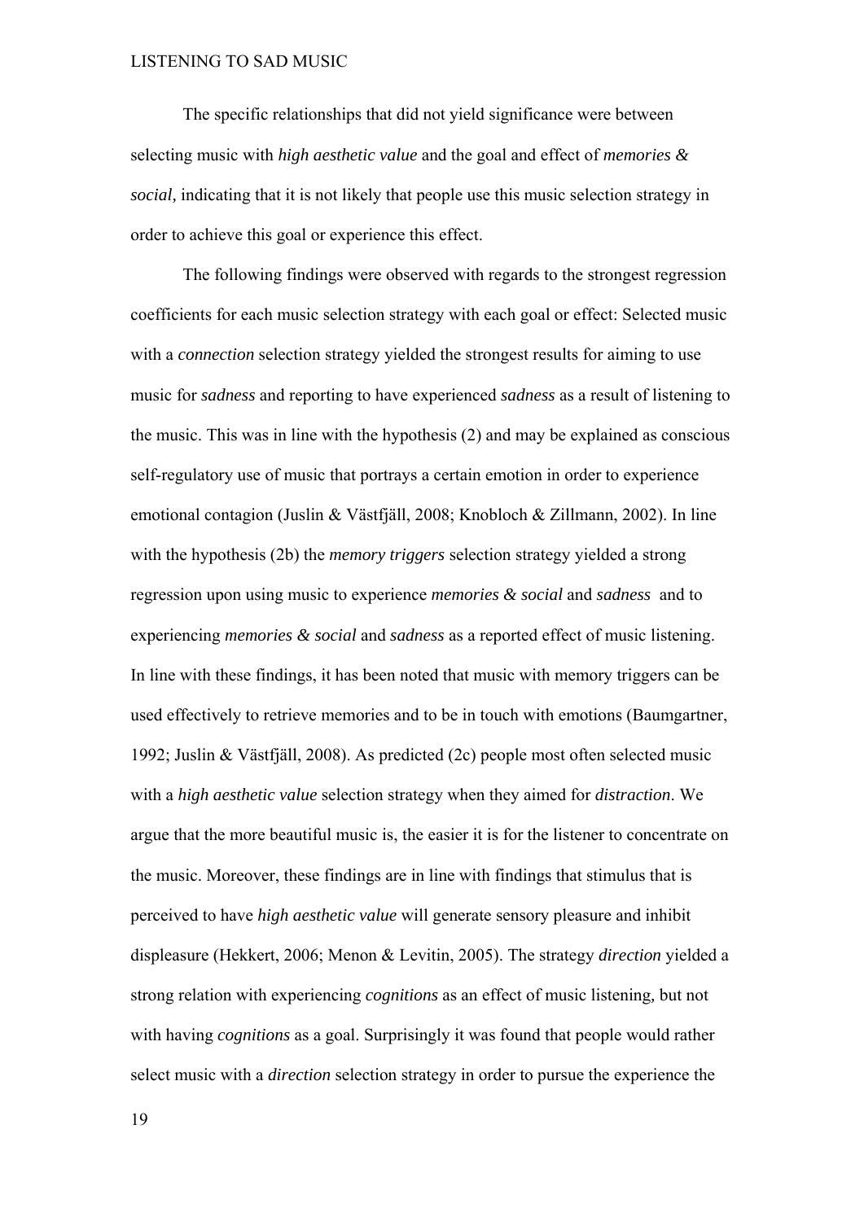The specific relationships that did not yield significance were between selecting music with *high aesthetic value* and the goal and effect of *memories & social,* indicating that it is not likely that people use this music selection strategy in order to achieve this goal or experience this effect.

The following findings were observed with regards to the strongest regression coefficients for each music selection strategy with each goal or effect: Selected music with a *connection* selection strategy yielded the strongest results for aiming to use music for *sadness* and reporting to have experienced *sadness* as a result of listening to the music. This was in line with the hypothesis (2) and may be explained as conscious self-regulatory use of music that portrays a certain emotion in order to experience emotional contagion (Juslin & Västfjäll, 2008; Knobloch & Zillmann, 2002). In line with the hypothesis (2b) the *memory triggers* selection strategy yielded a strong regression upon using music to experience *memories & social* and *sadness* and to experiencing *memories & social* and *sadness* as a reported effect of music listening. In line with these findings, it has been noted that music with memory triggers can be used effectively to retrieve memories and to be in touch with emotions (Baumgartner, 1992; Juslin & Västfjäll, 2008). As predicted (2c) people most often selected music with a *high aesthetic value* selection strategy when they aimed for *distraction*. We argue that the more beautiful music is, the easier it is for the listener to concentrate on the music. Moreover, these findings are in line with findings that stimulus that is perceived to have *high aesthetic value* will generate sensory pleasure and inhibit displeasure (Hekkert, 2006; Menon & Levitin, 2005). The strategy *direction* yielded a strong relation with experiencing *cognitions* as an effect of music listening, but not with having *cognitions* as a goal. Surprisingly it was found that people would rather select music with a *direction* selection strategy in order to pursue the experience the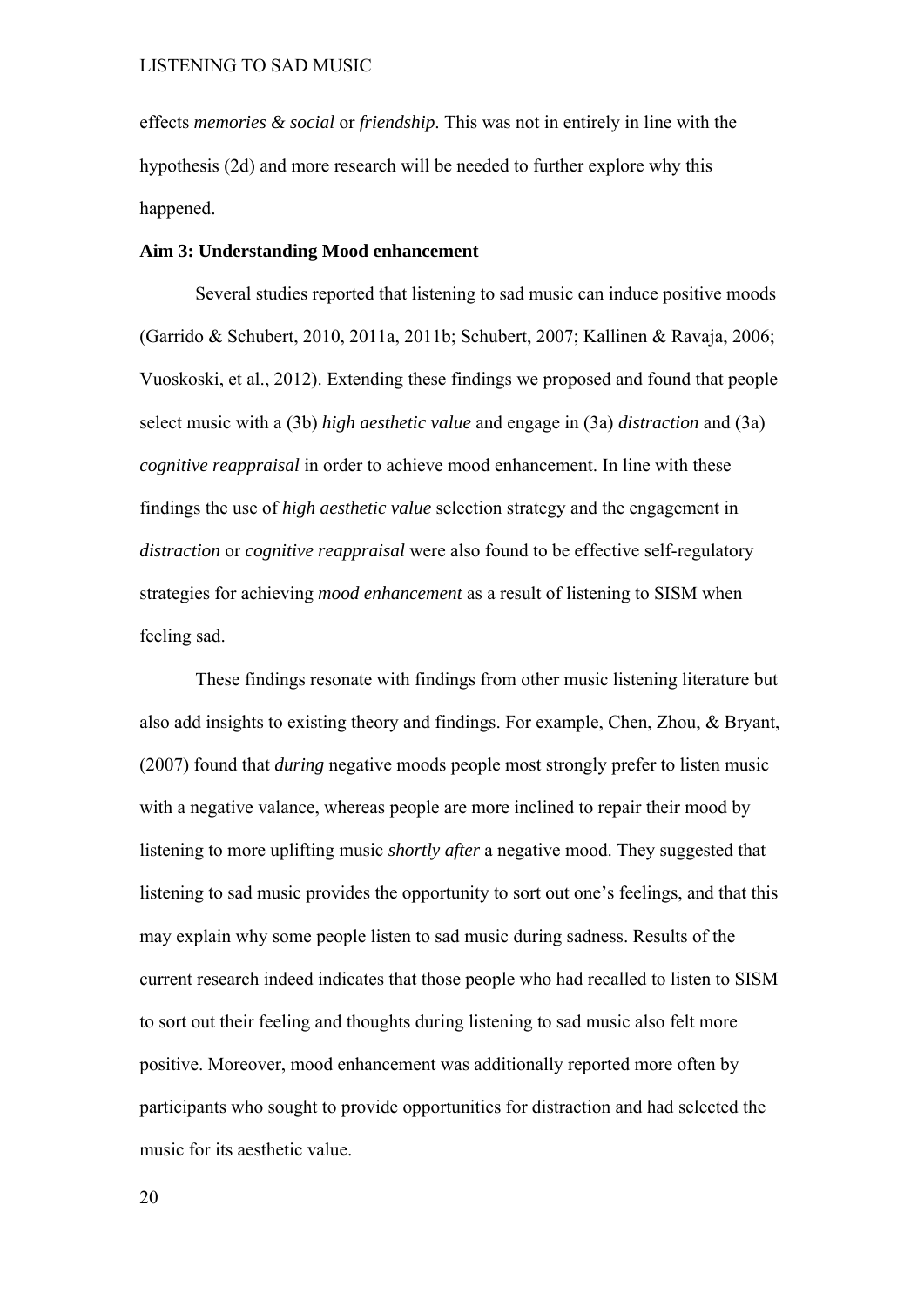effects *memories & social* or *friendship*. This was not in entirely in line with the hypothesis (2d) and more research will be needed to further explore why this happened.

**Aim 3: Understanding Mood enhancement**

Several studies reported that listening to sad music can induce positive moods (Garrido & Schubert, 2010, 2011a, 2011b; Schubert, 2007; Kallinen & Ravaja, 2006; Vuoskoski, et al., 2012). Extending these findings we proposed and found that people select music with a (3b) *high aesthetic value* and engage in (3a) *distraction* and (3a) *cognitive reappraisal* in order to achieve mood enhancement. In line with these findings the use of *high aesthetic value* selection strategy and the engagement in *distraction* or *cognitive reappraisal* were also found to be effective self-regulatory strategies for achieving *mood enhancement* as a result of listening to SISM when feeling sad.

These findings resonate with findings from other music listening literature but also add insights to existing theory and findings. For example, Chen, Zhou, & Bryant, (2007) found that *during* negative moods people most strongly prefer to listen music with a negative valance, whereas people are more inclined to repair their mood by listening to more uplifting music *shortly after* a negative mood. They suggested that listening to sad music provides the opportunity to sort out one's feelings, and that this may explain why some people listen to sad music during sadness. Results of the current research indeed indicates that those people who had recalled to listen to SISM to sort out their feeling and thoughts during listening to sad music also felt more positive. Moreover, mood enhancement was additionally reported more often by participants who sought to provide opportunities for distraction and had selected the music for its aesthetic value.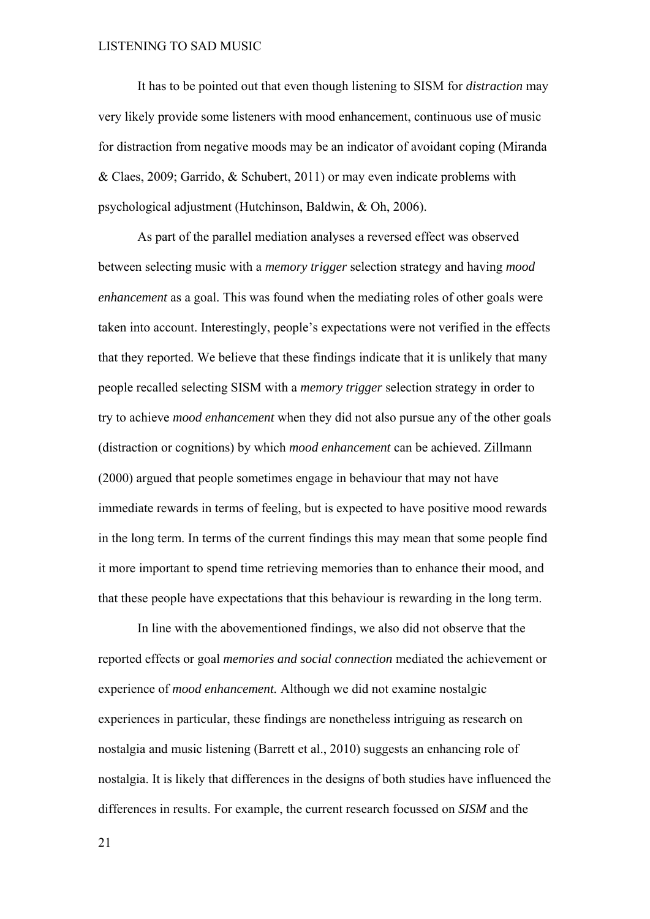It has to be pointed out that even though listening to SISM for *distraction* may very likely provide some listeners with mood enhancement, continuous use of music for distraction from negative moods may be an indicator of avoidant coping (Miranda & Claes, 2009; Garrido, & Schubert, 2011) or may even indicate problems with psychological adjustment (Hutchinson, Baldwin, & Oh, 2006).

As part of the parallel mediation analyses a reversed effect was observed between selecting music with a *memory trigger* selection strategy and having *mood enhancement* as a goal. This was found when the mediating roles of other goals were taken into account. Interestingly, people's expectations were not verified in the effects that they reported. We believe that these findings indicate that it is unlikely that many people recalled selecting SISM with a *memory trigger* selection strategy in order to try to achieve *mood enhancement* when they did not also pursue any of the other goals (distraction or cognitions) by which *mood enhancement* can be achieved. Zillmann (2000) argued that people sometimes engage in behaviour that may not have immediate rewards in terms of feeling, but is expected to have positive mood rewards in the long term. In terms of the current findings this may mean that some people find it more important to spend time retrieving memories than to enhance their mood, and that these people have expectations that this behaviour is rewarding in the long term.

In line with the abovementioned findings, we also did not observe that the reported effects or goal *memories and social connection* mediated the achievement or experience of *mood enhancement.* Although we did not examine nostalgic experiences in particular, these findings are nonetheless intriguing as research on nostalgia and music listening (Barrett et al., 2010) suggests an enhancing role of nostalgia. It is likely that differences in the designs of both studies have influenced the differences in results. For example, the current research focussed on *SISM* and the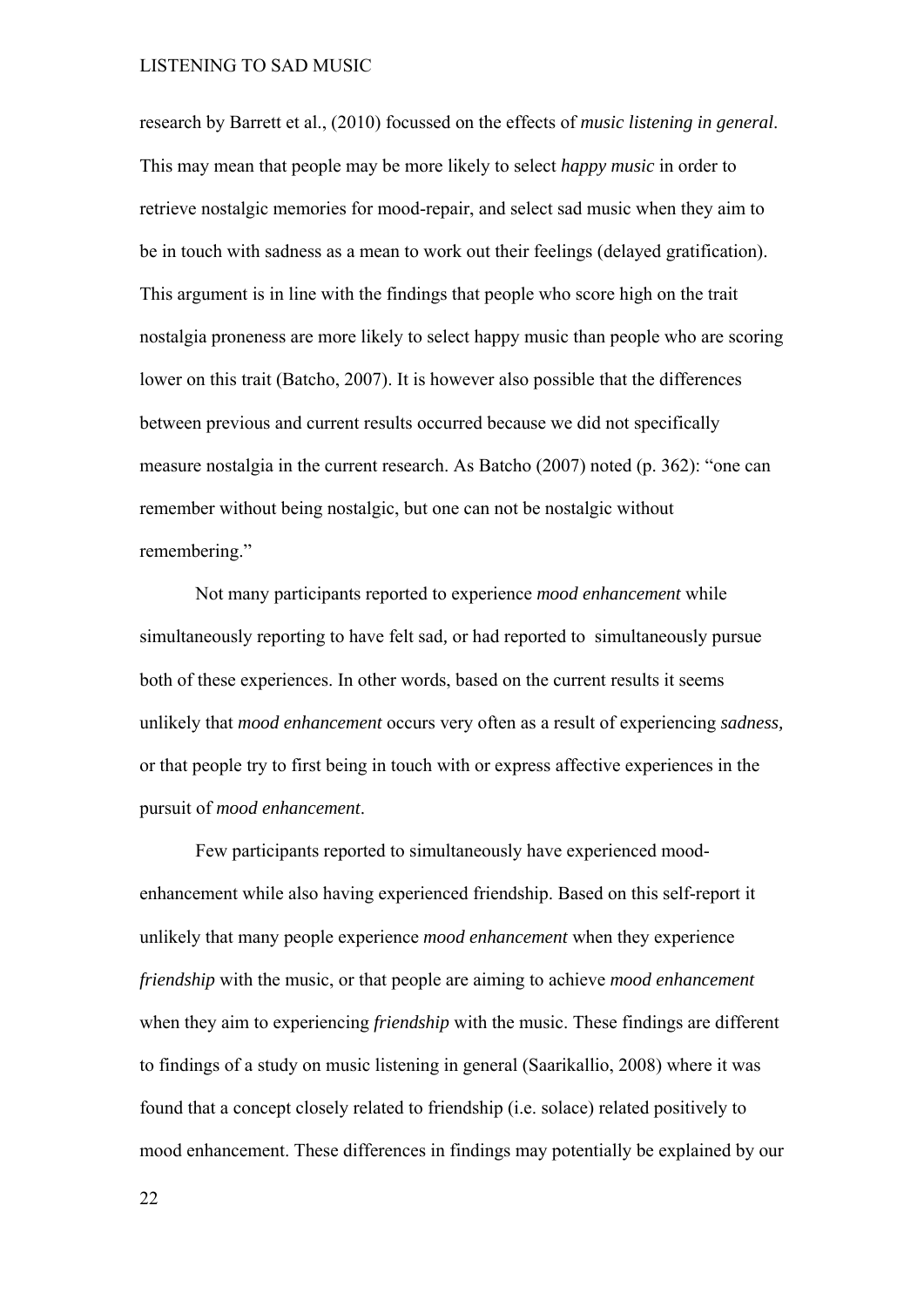research by Barrett et al., (2010) focussed on the effects of *music listening in general*. This may mean that people may be more likely to select *happy music* in order to retrieve nostalgic memories for mood-repair, and select sad music when they aim to be in touch with sadness as a mean to work out their feelings (delayed gratification). This argument is in line with the findings that people who score high on the trait nostalgia proneness are more likely to select happy music than people who are scoring lower on this trait (Batcho, 2007). It is however also possible that the differences between previous and current results occurred because we did not specifically measure nostalgia in the current research. As Batcho (2007) noted (p. 362): "one can remember without being nostalgic, but one can not be nostalgic without remembering."

Not many participants reported to experience *mood enhancement* while simultaneously reporting to have felt sad, or had reported to simultaneously pursue both of these experiences. In other words, based on the current results it seems unlikely that *mood enhancement* occurs very often as a result of experiencing *sadness,* or that people try to first being in touch with or express affective experiences in the pursuit of *mood enhancement*.

Few participants reported to simultaneously have experienced mood-enhancement while also having experienced friendship. Based on this self-report it unlikely that many people experience *mood enhancement* when they experience *friendship* with the music, or that people are aiming to achieve *mood enhancement* when they aim to experiencing *friendship* with the music. These findings are different to findings of a study on music listening in general (Saarikallio, 2008) where it was found that a concept closely related to friendship (i.e. solace) related positively to mood enhancement. These differences in findings may potentially be explained by our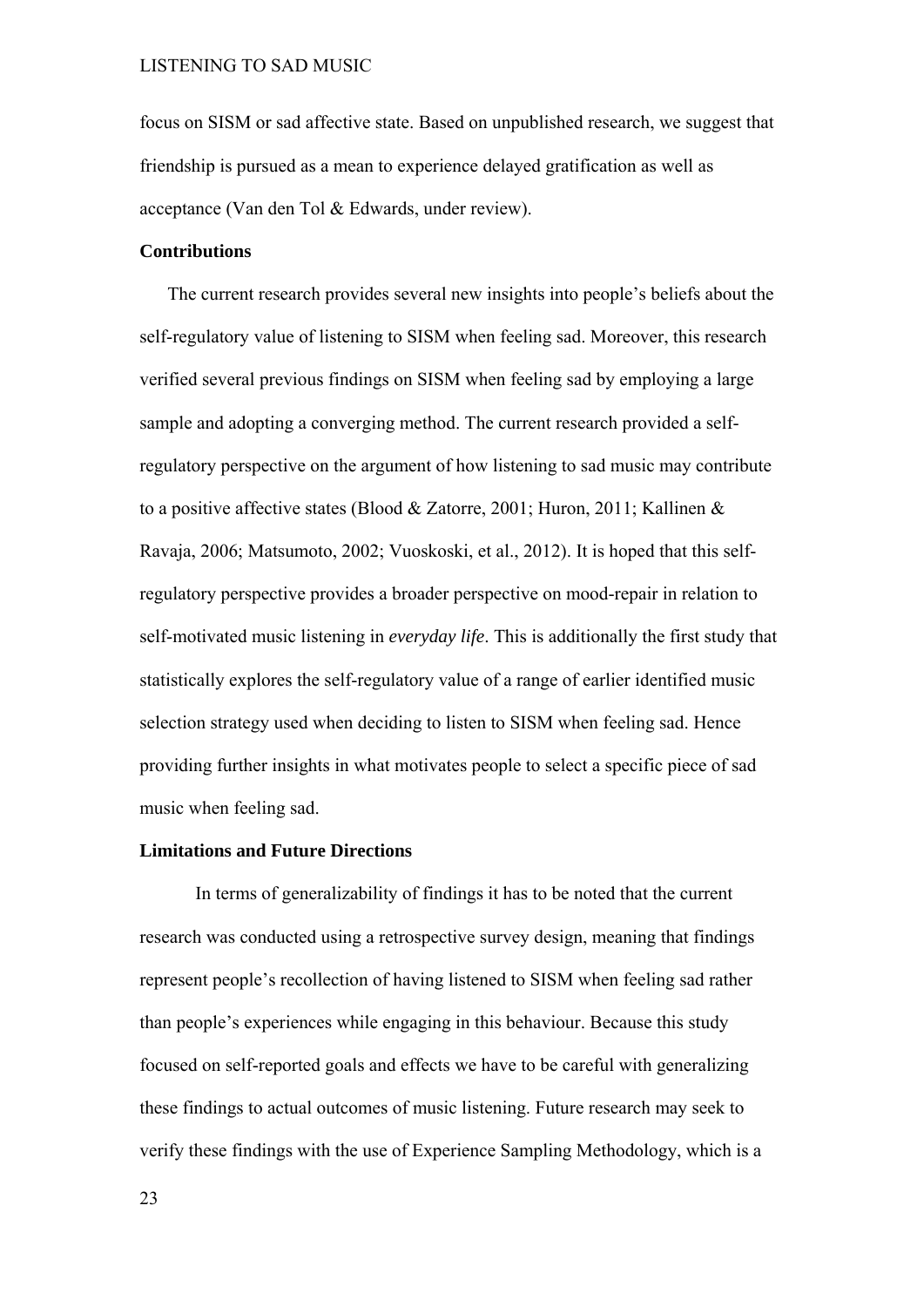focus on SISM or sad affective state. Based on unpublished research, we suggest that friendship is pursued as a mean to experience delayed gratification as well as acceptance (Van den Tol & Edwards, under review).

### Contributions

The current research provides several new insights into people's beliefs about the self-regulatory value of listening to SISM when feeling sad. Moreover, this research verified several previous findings on SISM when feeling sad by employing a large sample and adopting a converging method. The current research provided a self-regulatory perspective on the argument of how listening to sad music may contribute to a positive affective states (Blood & Zatorre, 2001; Huron, 2011; Kallinen & Ravaja, 2006; Matsumoto, 2002; Vuoskoski, et al., 2012). It is hoped that this self-regulatory perspective provides a broader perspective on mood-repair in relation to self-motivated music listening in *everyday life*. This is additionally the first study that statistically explores the self-regulatory value of a range of earlier identified music selection strategy used when deciding to listen to SISM when feeling sad. Hence providing further insights in what motivates people to select a specific piece of sad music when feeling sad.

### Limitations and Future Directions

In terms of generalizability of findings it has to be noted that the current research was conducted using a retrospective survey design, meaning that findings represent people's recollection of having listened to SISM when feeling sad rather than people's experiences while engaging in this behaviour. Because this study focused on self-reported goals and effects we have to be careful with generalizing these findings to actual outcomes of music listening. Future research may seek to verify these findings with the use of Experience Sampling Methodology, which is a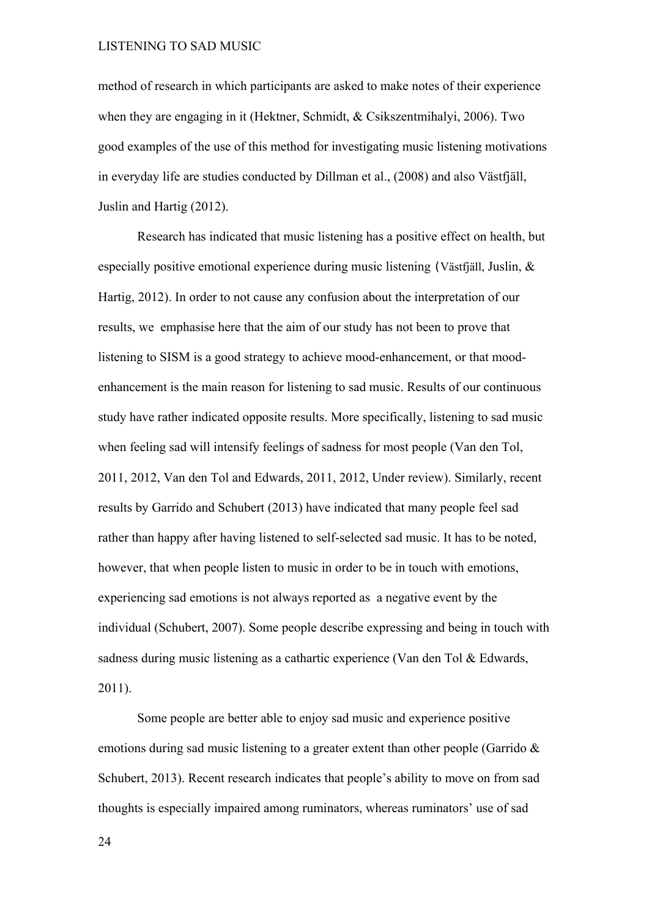method of research in which participants are asked to make notes of their experience when they are engaging in it (Hektner, Schmidt, & Csikszentmihalyi, 2006). Two good examples of the use of this method for investigating music listening motivations in everyday life are studies conducted by Dillman et al., (2008) and also Västfjäll, Juslin and Hartig (2012).

Research has indicated that music listening has a positive effect on health, but especially positive emotional experience during music listening (Västfjäll, Juslin, & Hartig, 2012). In order to not cause any confusion about the interpretation of our results, we emphasise here that the aim of our study has not been to prove that listening to SISM is a good strategy to achieve mood-enhancement, or that mood-enhancement is the main reason for listening to sad music. Results of our continuous study have rather indicated opposite results. More specifically, listening to sad music when feeling sad will intensify feelings of sadness for most people (Van den Tol, 2011, 2012, Van den Tol and Edwards, 2011, 2012, Under review). Similarly, recent results by Garrido and Schubert (2013) have indicated that many people feel sad rather than happy after having listened to self-selected sad music. It has to be noted, however, that when people listen to music in order to be in touch with emotions, experiencing sad emotions is not always reported as a negative event by the individual (Schubert, 2007). Some people describe expressing and being in touch with sadness during music listening as a cathartic experience (Van den Tol & Edwards, 2011).

Some people are better able to enjoy sad music and experience positive emotions during sad music listening to a greater extent than other people (Garrido & Schubert, 2013). Recent research indicates that people's ability to move on from sad thoughts is especially impaired among ruminators, whereas ruminators' use of sad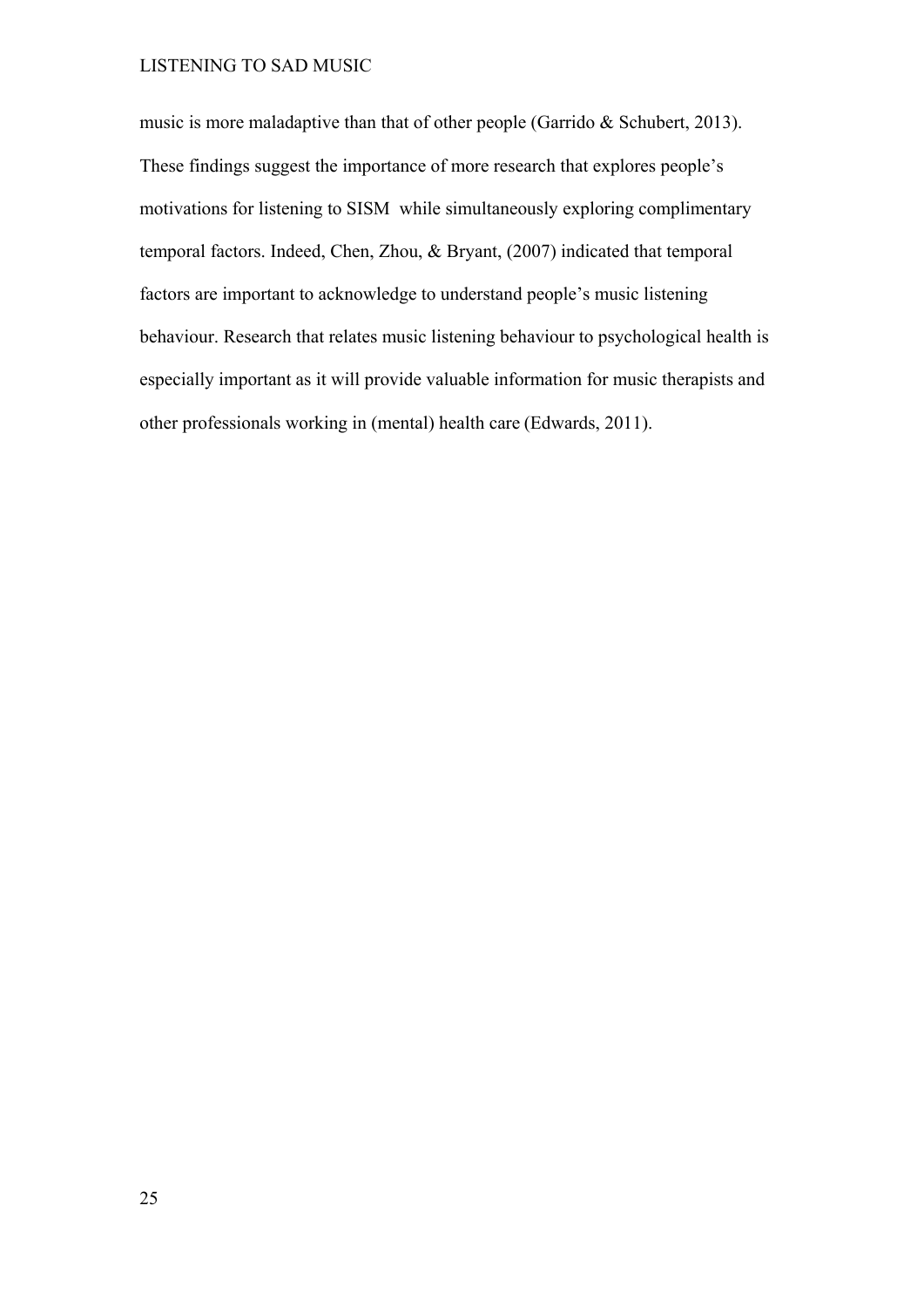music is more maladaptive than that of other people (Garrido & Schubert, 2013). These findings suggest the importance of more research that explores people's motivations for listening to SISM while simultaneously exploring complimentary temporal factors. Indeed, Chen, Zhou, & Bryant, (2007) indicated that temporal factors are important to acknowledge to understand people's music listening behaviour. Research that relates music listening behaviour to psychological health is especially important as it will provide valuable information for music therapists and other professionals working in (mental) health care (Edwards, 2011).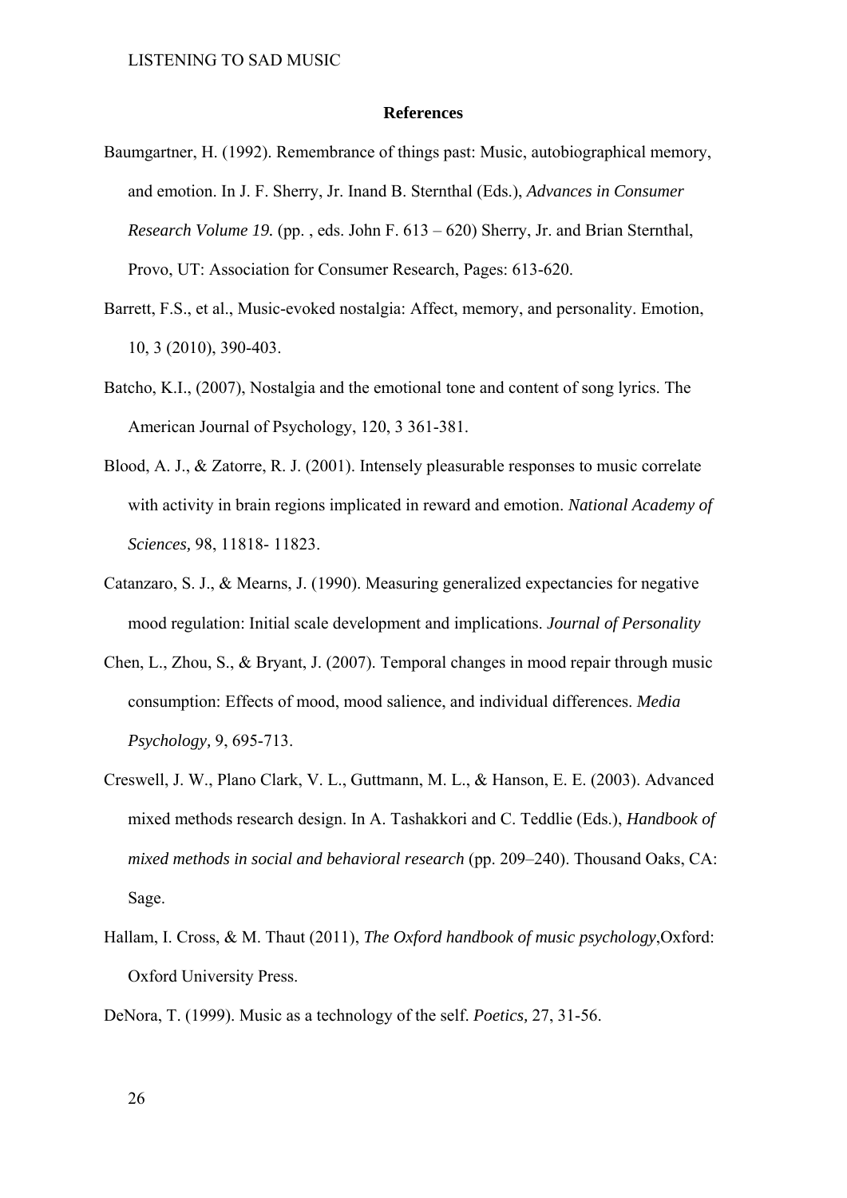## References

Baumgartner, H. (1992). Remembrance of things past: Music, autobiographical memory, and emotion. In J. F. Sherry, Jr. Inand B. Sternthal (Eds.), *Advances in Consumer Research Volume 19.* (pp. , eds. John F. 613 – 620) Sherry, Jr. and Brian Sternthal, Provo, UT: Association for Consumer Research, Pages: 613-620.

Barrett, F.S., et al., Music-evoked nostalgia: Affect, memory, and personality. Emotion, 10, 3 (2010), 390-403.

Batcho, K.I., (2007), Nostalgia and the emotional tone and content of song lyrics. The American Journal of Psychology, 120, 3 361-381.

Blood, A. J., & Zatorre, R. J. (2001). Intensely pleasurable responses to music correlate with activity in brain regions implicated in reward and emotion. *National Academy of Sciences,* 98, 11818- 11823.

Catanzaro, S. J., & Mearns, J. (1990). Measuring generalized expectancies for negative mood regulation: Initial scale development and implications. *Journal of Personality*

Chen, L., Zhou, S., & Bryant, J. (2007). Temporal changes in mood repair through music consumption: Effects of mood, mood salience, and individual differences. *Media Psychology,* 9, 695-713.

Creswell, J. W., Plano Clark, V. L., Guttmann, M. L., & Hanson, E. E. (2003). Advanced mixed methods research design. In A. Tashakkori and C. Teddlie (Eds.), *Handbook of mixed methods in social and behavioral research* (pp. 209–240). Thousand Oaks, CA: Sage.

Hallam, I. Cross, & M. Thaut (2011), *The Oxford handbook of music psychology*,Oxford: Oxford University Press.

DeNora, T. (1999). Music as a technology of the self. *Poetics,* 27, 31-56.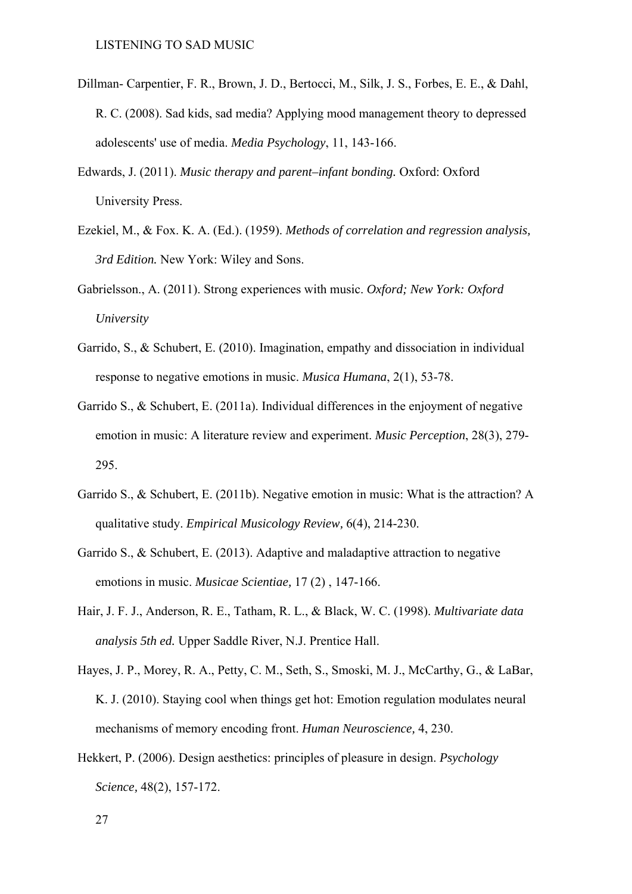Dillman- Carpentier, F. R., Brown, J. D., Bertocci, M., Silk, J. S., Forbes, E. E., & Dahl, R. C. (2008). Sad kids, sad media? Applying mood management theory to depressed adolescents' use of media. *Media Psychology*, 11, 143-166.

Edwards, J. (2011). *Music therapy and parent–infant bonding.* Oxford: Oxford University Press.

Ezekiel, M., & Fox. K. A. (Ed.). (1959). *Methods of correlation and regression analysis, 3rd Edition.* New York: Wiley and Sons.

Gabrielsson., A. (2011). Strong experiences with music. *Oxford; New York: Oxford University*

Garrido, S., & Schubert, E. (2010). Imagination, empathy and dissociation in individual response to negative emotions in music. *Musica Humana*, 2(1), 53-78.

Garrido S., & Schubert, E. (2011a). Individual differences in the enjoyment of negative emotion in music: A literature review and experiment. *Music Perception*, 28(3), 279-295.

Garrido S., & Schubert, E. (2011b). Negative emotion in music: What is the attraction? A qualitative study. *Empirical Musicology Review,* 6(4), 214-230.

Garrido S., & Schubert, E. (2013). Adaptive and maladaptive attraction to negative emotions in music. *Musicae Scientiae,* 17 (2) , 147-166.

Hair, J. F. J., Anderson, R. E., Tatham, R. L., & Black, W. C. (1998). *Multivariate data analysis 5th ed.* Upper Saddle River, N.J. Prentice Hall.

Hayes, J. P., Morey, R. A., Petty, C. M., Seth, S., Smoski, M. J., McCarthy, G., & LaBar, K. J. (2010). Staying cool when things get hot: Emotion regulation modulates neural mechanisms of memory encoding front. *Human Neuroscience,* 4, 230.

Hekkert, P. (2006). Design aesthetics: principles of pleasure in design. *Psychology Science,* 48(2), 157-172.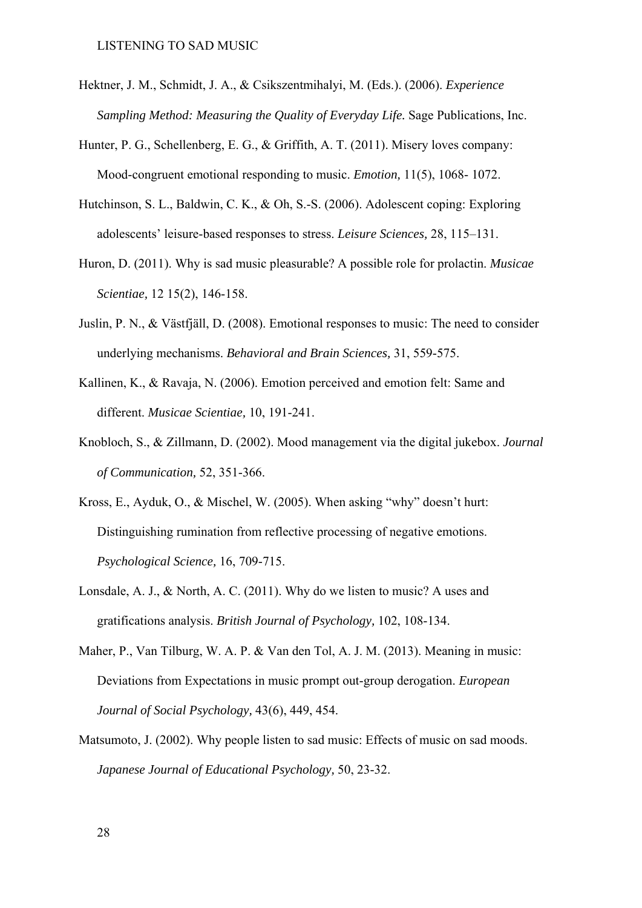Hektner, J. M., Schmidt, J. A., & Csikszentmihalyi, M. (Eds.). (2006). *Experience Sampling Method: Measuring the Quality of Everyday Life.* Sage Publications, Inc.

Hunter, P. G., Schellenberg, E. G., & Griffith, A. T. (2011). Misery loves company: Mood-congruent emotional responding to music. *Emotion,* 11(5), 1068- 1072.

Hutchinson, S. L., Baldwin, C. K., & Oh, S.-S. (2006). Adolescent coping: Exploring adolescents' leisure-based responses to stress. *Leisure Sciences,* 28, 115–131.

Huron, D. (2011). Why is sad music pleasurable? A possible role for prolactin. *Musicae Scientiae,* 12 15(2), 146-158.

Juslin, P. N., & Västfjäll, D. (2008). Emotional responses to music: The need to consider underlying mechanisms. *Behavioral and Brain Sciences,* 31, 559-575.

Kallinen, K., & Ravaja, N. (2006). Emotion perceived and emotion felt: Same and different. *Musicae Scientiae,* 10, 191-241.

Knobloch, S., & Zillmann, D. (2002). Mood management via the digital jukebox. *Journal of Communication,* 52, 351-366.

Kross, E., Ayduk, O., & Mischel, W. (2005). When asking "why" doesn't hurt: Distinguishing rumination from reflective processing of negative emotions. *Psychological Science,* 16, 709-715.

Lonsdale, A. J., & North, A. C. (2011). Why do we listen to music? A uses and gratifications analysis. *British Journal of Psychology,* 102, 108-134.

Maher, P., Van Tilburg, W. A. P. & Van den Tol, A. J. M. (2013). Meaning in music: Deviations from Expectations in music prompt out-group derogation. *European Journal of Social Psychology,* 43(6), 449, 454.

Matsumoto, J. (2002). Why people listen to sad music: Effects of music on sad moods. *Japanese Journal of Educational Psychology,* 50, 23-32.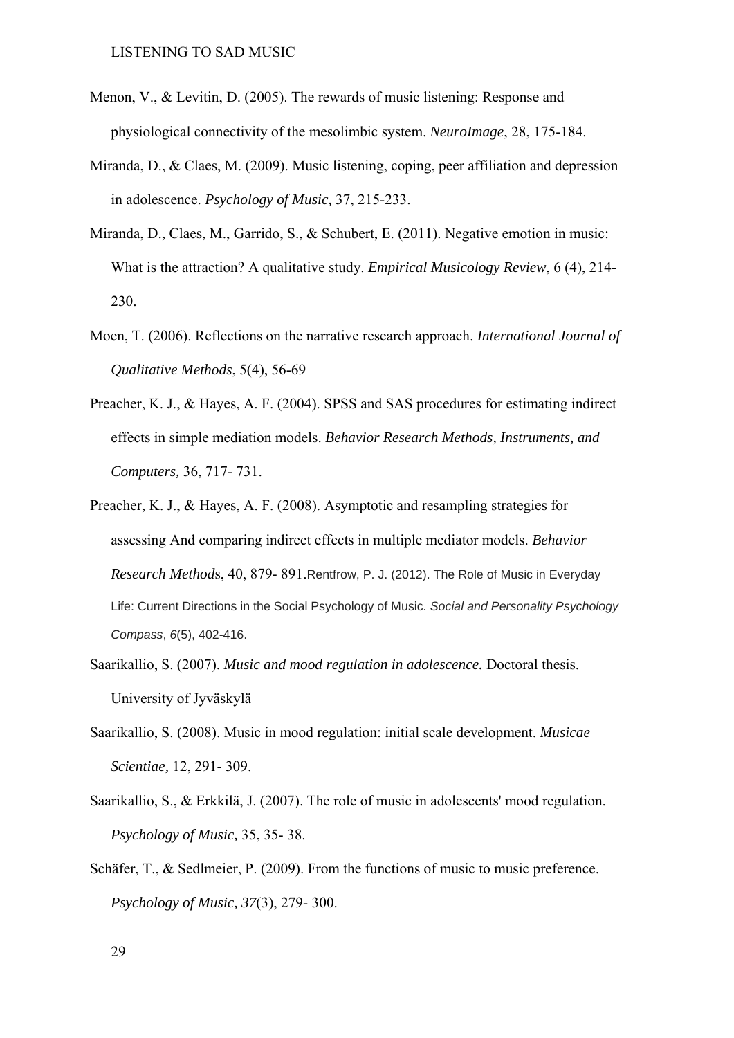Menon, V., & Levitin, D. (2005). The rewards of music listening: Response and physiological connectivity of the mesolimbic system. *NeuroImage*, 28, 175-184.

Miranda, D., & Claes, M. (2009). Music listening, coping, peer affiliation and depression in adolescence. *Psychology of Music,* 37, 215-233.

Miranda, D., Claes, M., Garrido, S., & Schubert, E. (2011). Negative emotion in music: What is the attraction? A qualitative study. *Empirical Musicology Review*, 6 (4), 214-230.

Moen, T. (2006). Reflections on the narrative research approach. *International Journal of Qualitative Methods*, 5(4), 56-69

Preacher, K. J., & Hayes, A. F. (2004). SPSS and SAS procedures for estimating indirect effects in simple mediation models. *Behavior Research Methods, Instruments, and Computers,* 36, 717- 731.

Preacher, K. J., & Hayes, A. F. (2008). Asymptotic and resampling strategies for assessing And comparing indirect effects in multiple mediator models. *Behavior Research Methods*, 40, 879- 891.Rentfrow, P. J. (2012). The Role of Music in Everyday Life: Current Directions in the Social Psychology of Music. *Social and Personality Psychology Compass*, *6*(5), 402-416.

Saarikallio, S. (2007). *Music and mood regulation in adolescence.* Doctoral thesis. University of Jyväskylä

Saarikallio, S. (2008). Music in mood regulation: initial scale development. *Musicae Scientiae,* 12, 291- 309.

Saarikallio, S., & Erkkilä, J. (2007). The role of music in adolescents' mood regulation. *Psychology of Music,* 35, 35- 38.

Schäfer, T., & Sedlmeier, P. (2009). From the functions of music to music preference. *Psychology of Music, 37*(3), 279- 300.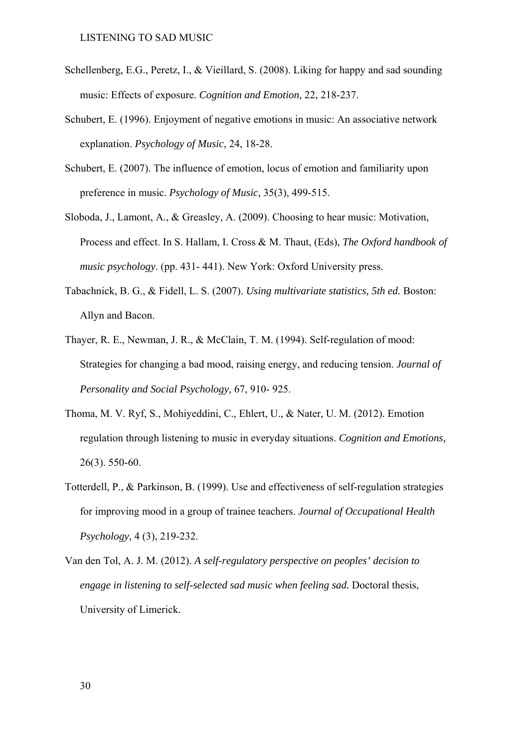Schellenberg, E.G., Peretz, I., & Vieillard, S. (2008). Liking for happy and sad sounding music: Effects of exposure. *Cognition and Emotion,* 22, 218-237.

Schubert, E. (1996). Enjoyment of negative emotions in music: An associative network explanation. *Psychology of Music,* 24, 18-28.

Schubert, E. (2007). The influence of emotion, locus of emotion and familiarity upon preference in music. *Psychology of Music,* 35(3), 499-515.

Sloboda, J., Lamont, A., & Greasley, A. (2009). Choosing to hear music: Motivation, Process and effect. In S. Hallam, I. Cross & M. Thaut, (Eds), *The Oxford handbook of music psychology*. (pp. 431- 441). New York: Oxford University press.

Tabachnick, B. G., & Fidell, L. S. (2007). *Using multivariate statistics, 5th ed.* Boston: Allyn and Bacon.

Thayer, R. E., Newman, J. R., & McClain, T. M. (1994). Self-regulation of mood: Strategies for changing a bad mood, raising energy, and reducing tension. *Journal of Personality and Social Psychology,* 67, 910- 925.

Thoma, M. V. Ryf, S., Mohiyeddini, C., Ehlert, U., & Nater, U. M. (2012). Emotion regulation through listening to music in everyday situations. *Cognition and Emotions,* 26(3). 550-60.

Totterdell, P., & Parkinson, B. (1999). Use and effectiveness of self-regulation strategies for improving mood in a group of trainee teachers. *Journal of Occupational Health Psychology,* 4 (3), 219-232.

Van den Tol, A. J. M. (2012). *A self-regulatory perspective on peoples' decision to engage in listening to self-selected sad music when feeling sad.* Doctoral thesis, University of Limerick.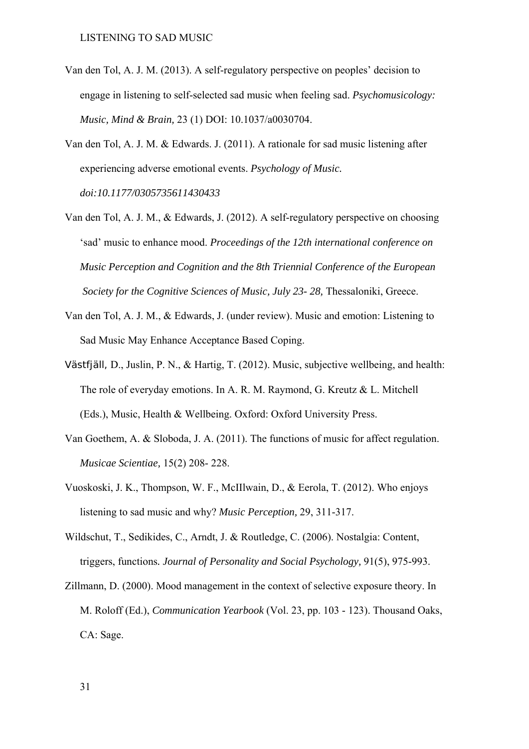Van den Tol, A. J. M. (2013). A self-regulatory perspective on peoples' decision to engage in listening to self-selected sad music when feeling sad. *Psychomusicology: Music, Mind & Brain,* 23 (1) DOI: 10.1037/a0030704.

Van den Tol, A. J. M. & Edwards. J. (2011). A rationale for sad music listening after experiencing adverse emotional events. *Psychology of Music. doi:10.1177/0305735611430433*

Van den Tol, A. J. M., & Edwards, J. (2012). A self-regulatory perspective on choosing 'sad' music to enhance mood. *Proceedings of the 12th international conference on Music Perception and Cognition and the 8th Triennial Conference of the European Society for the Cognitive Sciences of Music, July 23- 28,* Thessaloniki, Greece.

Van den Tol, A. J. M., & Edwards, J. (under review). Music and emotion: Listening to Sad Music May Enhance Acceptance Based Coping.

Västfjäll, D., Juslin, P. N., & Hartig, T. (2012). Music, subjective wellbeing, and health: The role of everyday emotions. In A. R. M. Raymond, G. Kreutz & L. Mitchell (Eds.), Music, Health & Wellbeing. Oxford: Oxford University Press.

Van Goethem, A. & Sloboda, J. A. (2011). The functions of music for affect regulation. *Musicae Scientiae,* 15(2) 208- 228.

Vuoskoski, J. K., Thompson, W. F., McIlwain, D., & Eerola, T. (2012). Who enjoys listening to sad music and why? *Music Perception,* 29, 311-317.

Wildschut, T., Sedikides, C., Arndt, J. & Routledge, C. (2006). Nostalgia: Content, triggers, functions*. Journal of Personality and Social Psychology,* 91(5), 975-993.

Zillmann, D. (2000). Mood management in the context of selective exposure theory. In M. Roloff (Ed.), *Communication Yearbook* (Vol. 23, pp. 103 - 123). Thousand Oaks, CA: Sage.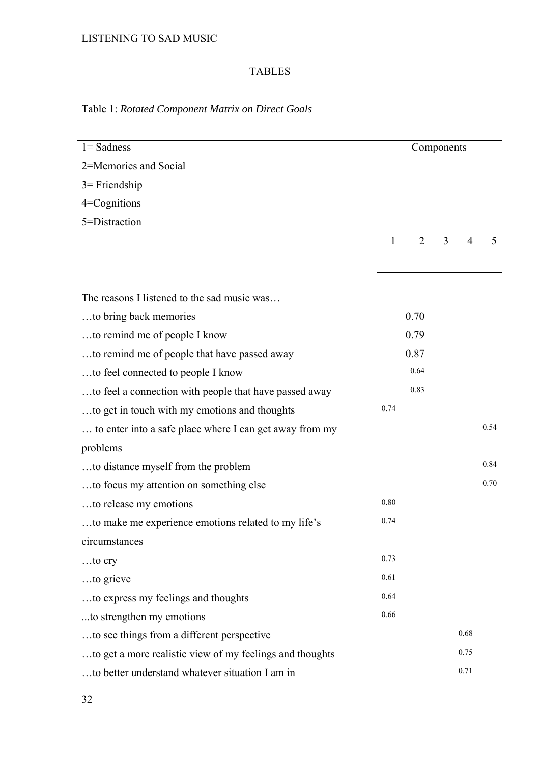# TABLES

Table 1: *Rotated Component Matrix on Direct Goals*

1= Sadness
2=Memories and Social
3= Friendship
4=Cognitions
5=Distraction

| | Components | | | | |
|---|---|---|---|---|---|
| | 1 | 2 | 3 | 4 | 5 |
| The reasons I listened to the sad music was… | | | | | |
| …to bring back memories | | 0.70 | | | |
| …to remind me of people I know | | 0.79 | | | |
| …to remind me of people that have passed away | | 0.87 | | | |
| …to feel connected to people I know | | 0.64 | | | |
| …to feel a connection with people that have passed away | | 0.83 | | | |
| …to get in touch with my emotions and thoughts | 0.74 | | | | |
| … to enter into a safe place where I can get away from my problems | | | | | 0.54 |
| …to distance myself from the problem | | | | | 0.84 |
| …to focus my attention on something else | | | | | 0.70 |
| …to release my emotions | 0.80 | | | | |
| …to make me experience emotions related to my life's circumstances | 0.74 | | | | |
| …to cry | 0.73 | | | | |
| …to grieve | 0.61 | | | | |
| …to express my feelings and thoughts | 0.64 | | | | |
| ...to strengthen my emotions | 0.66 | | | | |
| …to see things from a different perspective | | | | 0.68 | |
| …to get a more realistic view of my feelings and thoughts | | | | 0.75 | |
| …to better understand whatever situation I am in | | | | 0.71 | |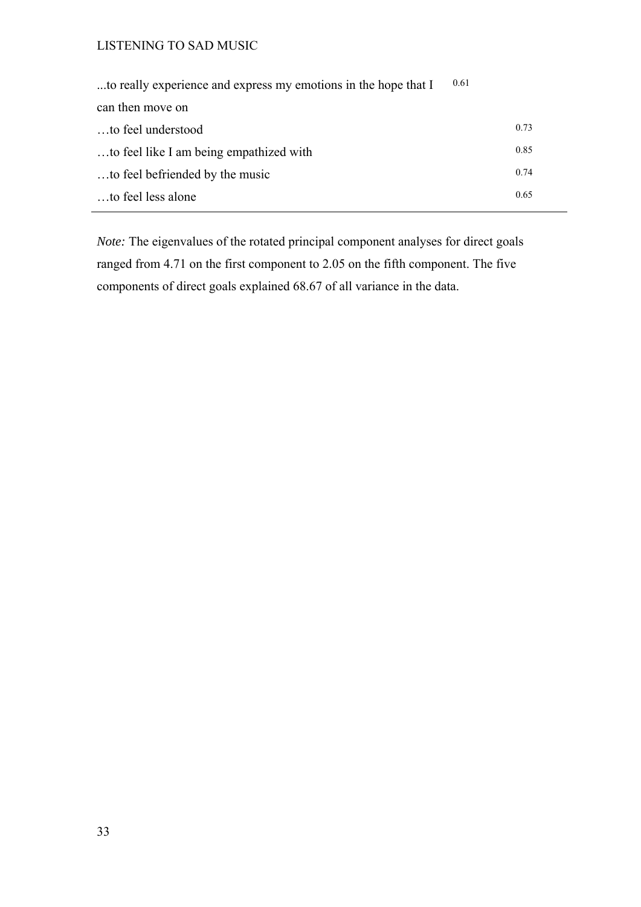| | | |
|---|---|---|
| ...to really experience and express my emotions in the hope that I can then move on | 0.61 | |
| …to feel understood | | 0.73 |
| …to feel like I am being empathized with | | 0.85 |
| …to feel befriended by the music | | 0.74 |
| …to feel less alone | | 0.65 |

*Note:* The eigenvalues of the rotated principal component analyses for direct goals ranged from 4.71 on the first component to 2.05 on the fifth component. The five components of direct goals explained 68.67 of all variance in the data.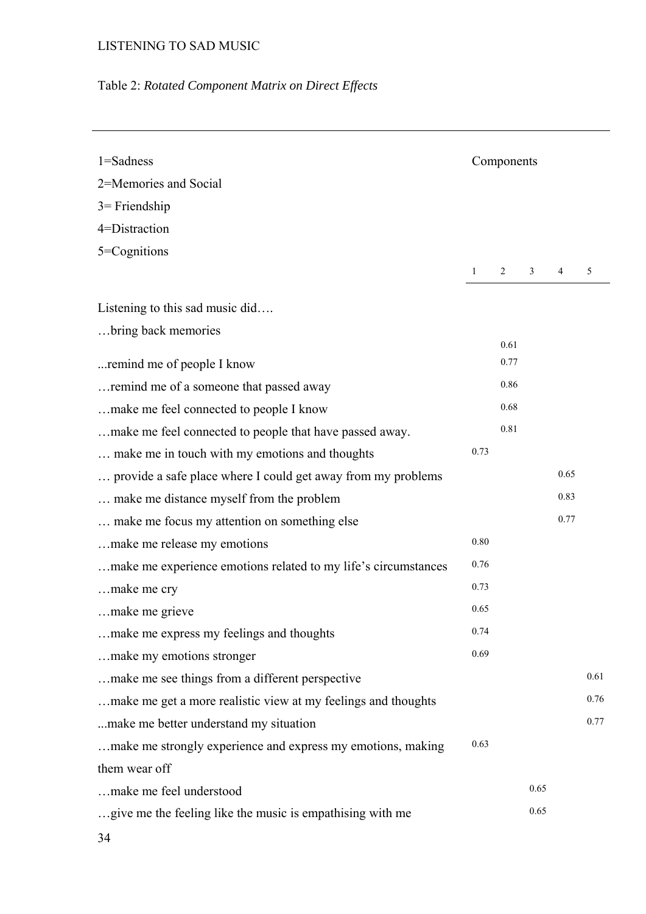Table 2: *Rotated Component Matrix on Direct Effects*

1=Sadness
2=Memories and Social
3= Friendship
4=Distraction
5=Cognitions

| | Components | | | | |
|---|---|---|---|---|---|
| | 1 | 2 | 3 | 4 | 5 |
| Listening to this sad music did…. | | | | | |
| …bring back memories | | 0.61 | | | |
| ...remind me of people I know | | 0.77 | | | |
| …remind me of a someone that passed away | | 0.86 | | | |
| …make me feel connected to people I know | | 0.68 | | | |
| …make me feel connected to people that have passed away. | | 0.81 | | | |
| … make me in touch with my emotions and thoughts | 0.73 | | | | |
| … provide a safe place where I could get away from my problems | | | | 0.65 | |
| … make me distance myself from the problem | | | | 0.83 | |
| … make me focus my attention on something else | | | | 0.77 | |
| …make me release my emotions | 0.80 | | | | |
| …make me experience emotions related to my life's circumstances | 0.76 | | | | |
| …make me cry | 0.73 | | | | |
| …make me grieve | 0.65 | | | | |
| …make me express my feelings and thoughts | 0.74 | | | | |
| …make my emotions stronger | 0.69 | | | | |
| …make me see things from a different perspective | | | | | 0.61 |
| …make me get a more realistic view at my feelings and thoughts | | | | | 0.76 |
| ...make me better understand my situation | | | | | 0.77 |
| …make me strongly experience and express my emotions, making them wear off | 0.63 | | | | |
| …make me feel understood | | | 0.65 | | |
| …give me the feeling like the music is empathising with me | | | 0.65 | | |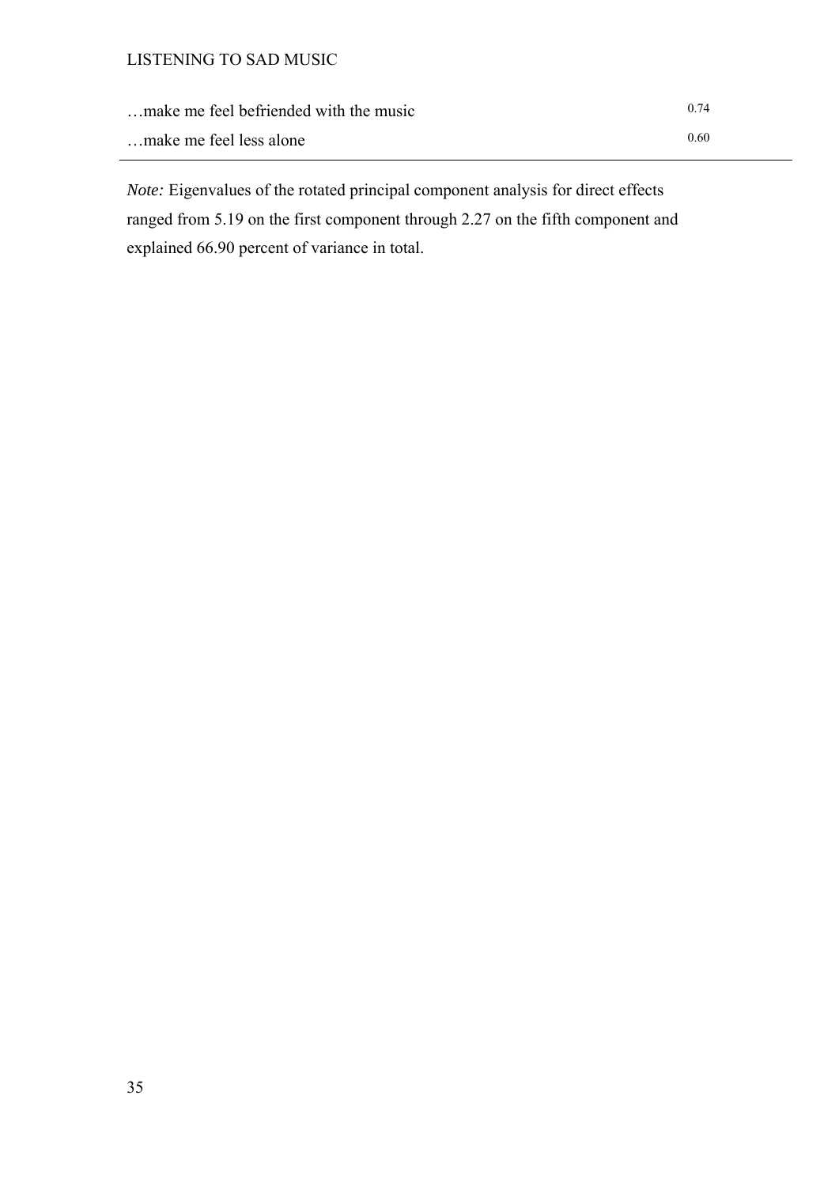| | |
|---|---|
| …make me feel befriended with the music | 0.74 |
| …make me feel less alone | 0.60 |

*Note:* Eigenvalues of the rotated principal component analysis for direct effects ranged from 5.19 on the first component through 2.27 on the fifth component and explained 66.90 percent of variance in total.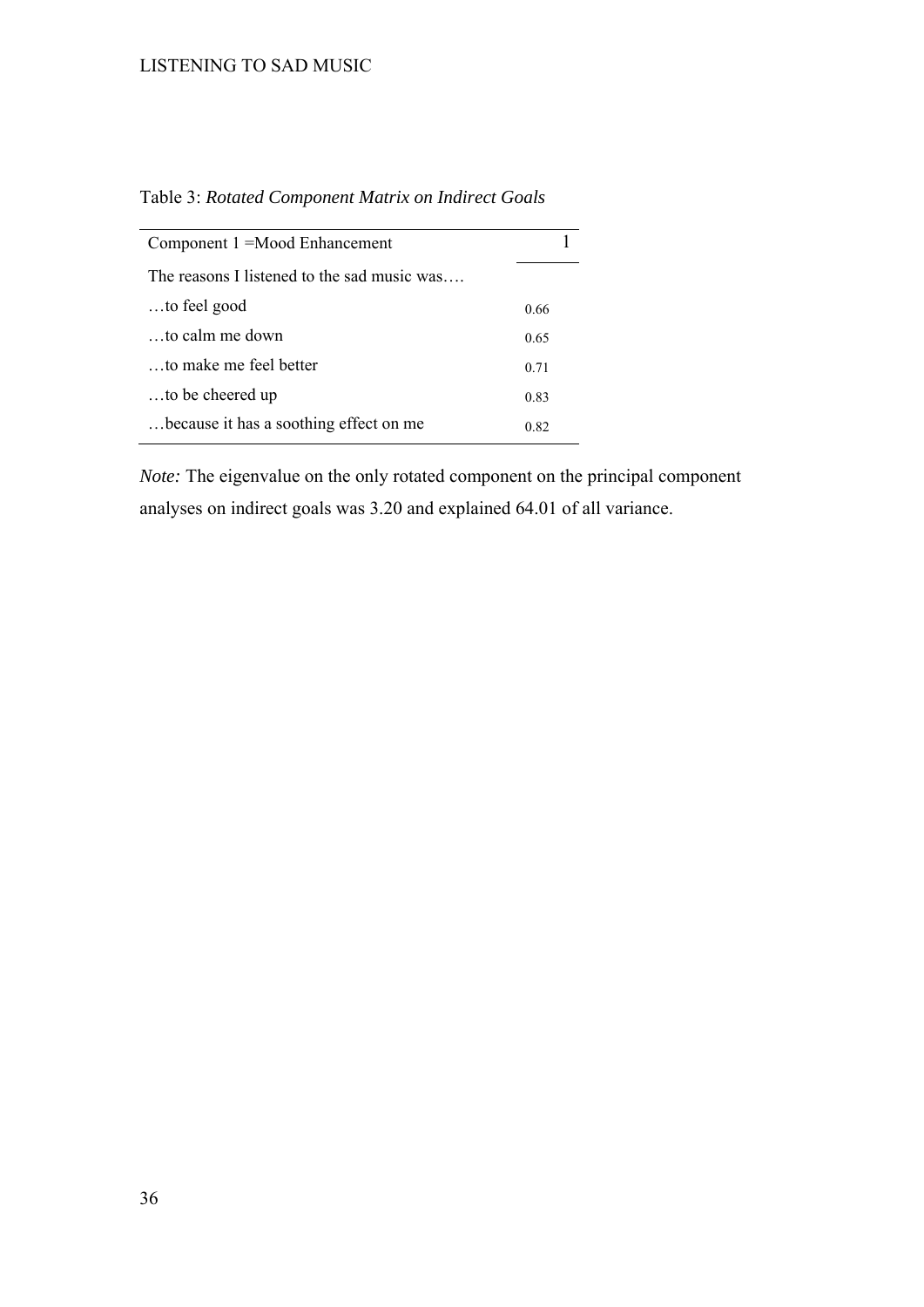Table 3: *Rotated Component Matrix on Indirect Goals*

| Component 1 =Mood Enhancement | 1 |
|---|---|
| The reasons I listened to the sad music was…. | |
| …to feel good | 0.66 |
| …to calm me down | 0.65 |
| …to make me feel better | 0.71 |
| …to be cheered up | 0.83 |
| …because it has a soothing effect on me | 0.82 |

*Note:* The eigenvalue on the only rotated component on the principal component analyses on indirect goals was 3.20 and explained 64.01 of all variance.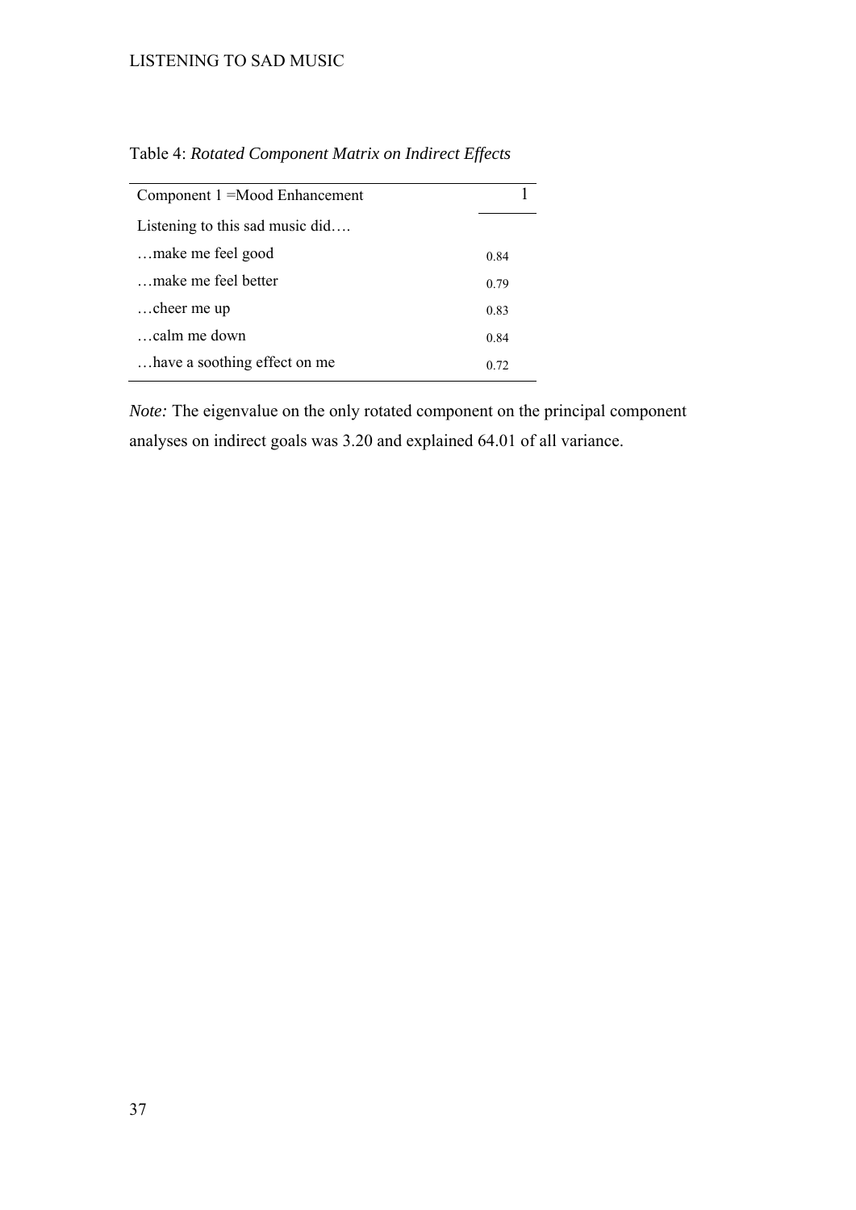Table 4: *Rotated Component Matrix on Indirect Effects*

| Component 1 =Mood Enhancement | 1 |
|---|---|
| Listening to this sad music did…. | |
| …make me feel good | 0.84 |
| …make me feel better | 0.79 |
| …cheer me up | 0.83 |
| …calm me down | 0.84 |
| …have a soothing effect on me | 0.72 |

*Note:* The eigenvalue on the only rotated component on the principal component analyses on indirect goals was 3.20 and explained 64.01 of all variance.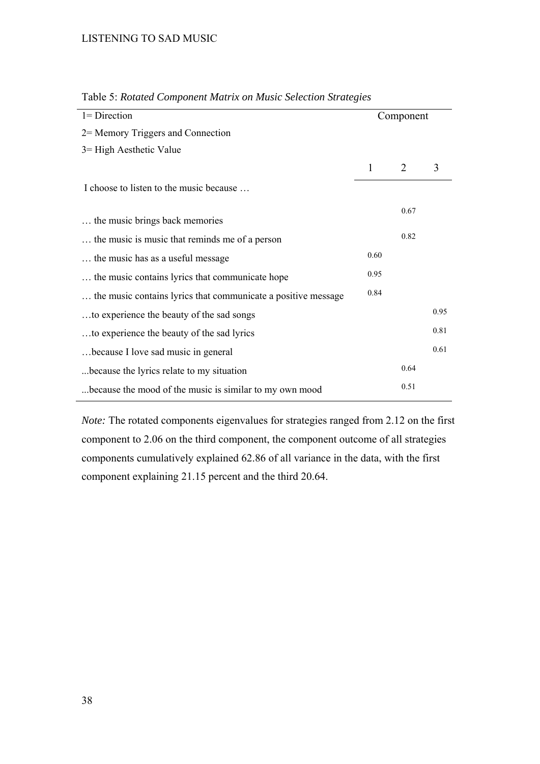Table 5: *Rotated Component Matrix on Music Selection Strategies*

| 1= Direction<br>2= Memory Triggers and Connection<br>3= High Aesthetic Value | Component | | |
|---|---|---|---|
| | 1 | 2 | 3 |
| I choose to listen to the music because … | | | |
| … the music brings back memories | | 0.67 | |
| … the music is music that reminds me of a person | | 0.82 | |
| … the music has as a useful message | 0.60 | | |
| … the music contains lyrics that communicate hope | 0.95 | | |
| … the music contains lyrics that communicate a positive message | 0.84 | | |
| …to experience the beauty of the sad songs | | | 0.95 |
| …to experience the beauty of the sad lyrics | | | 0.81 |
| …because I love sad music in general | | | 0.61 |
| ...because the lyrics relate to my situation | | 0.64 | |
| ...because the mood of the music is similar to my own mood | | 0.51 | |

*Note:* The rotated components eigenvalues for strategies ranged from 2.12 on the first component to 2.06 on the third component, the component outcome of all strategies components cumulatively explained 62.86 of all variance in the data, with the first component explaining 21.15 percent and the third 20.64.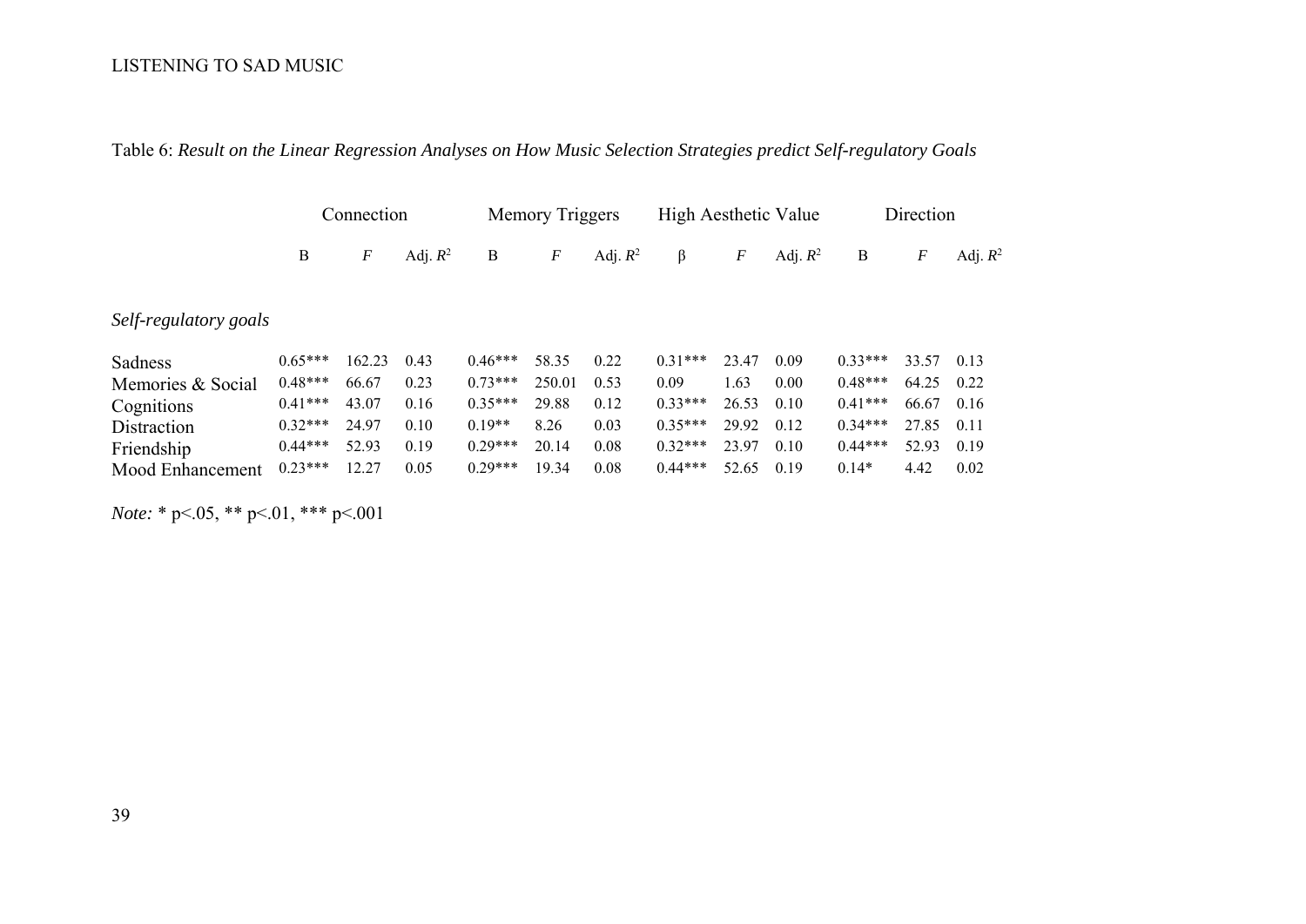Table 6: *Result on the Linear Regression Analyses on How Music Selection Strategies predict Self-regulatory Goals*

| | Connection | | | Memory Triggers | | | High Aesthetic Value | | | Direction | | |
|---|---|---|---|---|---|---|---|---|---|---|---|---|
| | B | *F* | Adj. $R^2$ | B | *F* | Adj. $R^2$ | β | *F* | Adj. $R^2$ | B | *F* | Adj. $R^2$ |
| *Self-regulatory goals* | | | | | | | | | | | | |
| Sadness | 0.65*** | 162.23 | 0.43 | 0.46*** | 58.35 | 0.22 | 0.31*** | 23.47 | 0.09 | 0.33*** | 33.57 | 0.13 |
| Memories & Social | 0.48*** | 66.67 | 0.23 | 0.73*** | 250.01 | 0.53 | 0.09 | 1.63 | 0.00 | 0.48*** | 64.25 | 0.22 |
| Cognitions | 0.41*** | 43.07 | 0.16 | 0.35*** | 29.88 | 0.12 | 0.33*** | 26.53 | 0.10 | 0.41*** | 66.67 | 0.16 |
| Distraction | 0.32*** | 24.97 | 0.10 | 0.19** | 8.26 | 0.03 | 0.35*** | 29.92 | 0.12 | 0.34*** | 27.85 | 0.11 |
| Friendship | 0.44*** | 52.93 | 0.19 | 0.29*** | 20.14 | 0.08 | 0.32*** | 23.97 | 0.10 | 0.44*** | 52.93 | 0.19 |
| Mood Enhancement | 0.23*** | 12.27 | 0.05 | 0.29*** | 19.34 | 0.08 | 0.44*** | 52.65 | 0.19 | 0.14* | 4.42 | 0.02 |

*Note:* * $p<.05$, ** $p<.01$, *** $p<.001$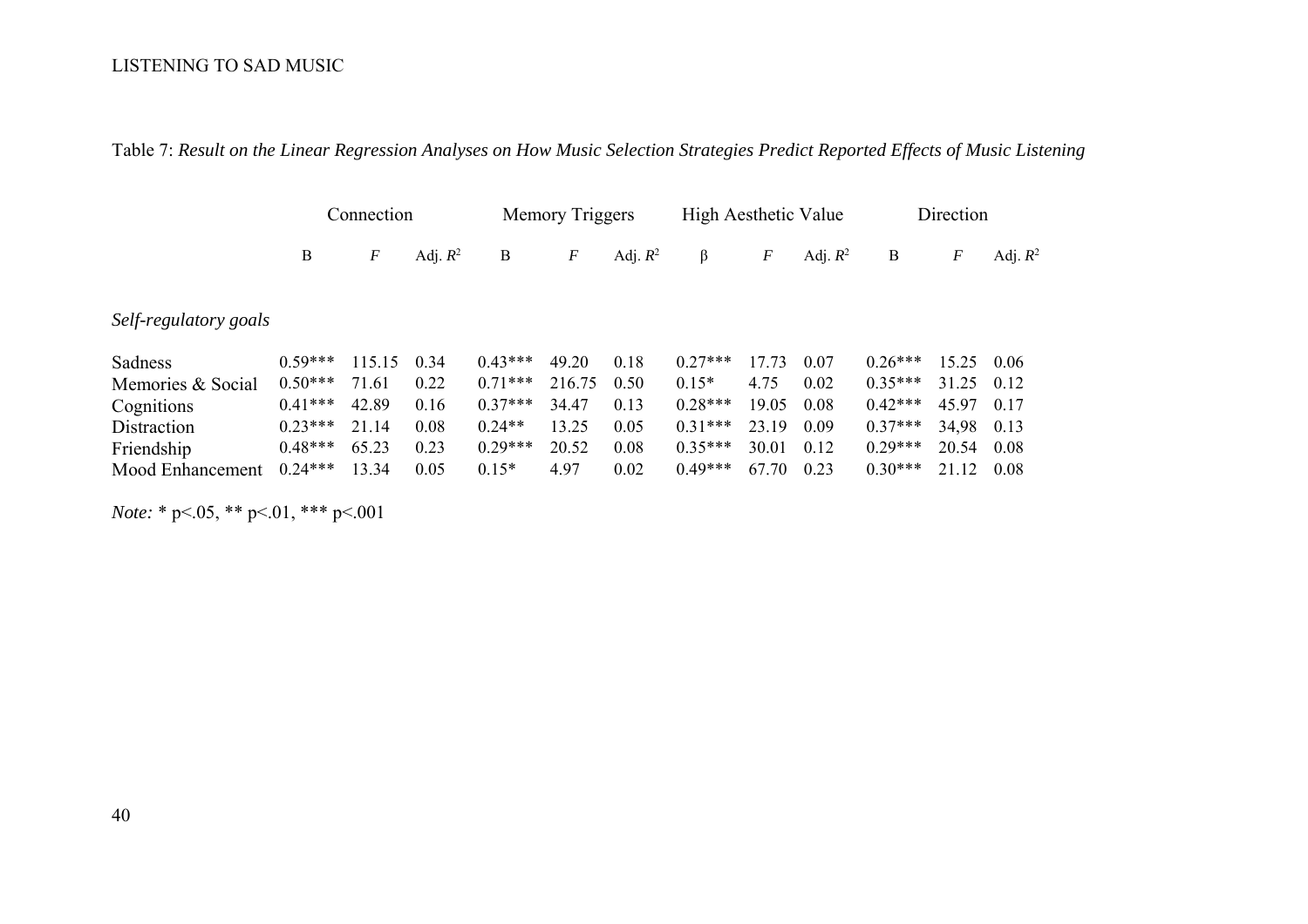Table 7: *Result on the Linear Regression Analyses on How Music Selection Strategies Predict Reported Effects of Music Listening*

| | Connection | | | Memory Triggers | | | High Aesthetic Value | | | Direction | | |
|---|---|---|---|---|---|---|---|---|---|---|---|---|
| | B | $F$ | Adj. $R^2$ | B | $F$ | Adj. $R^2$ | β | $F$ | Adj. $R^2$ | B | $F$ | Adj. $R^2$ |
| *Self-regulatory goals* | | | | | | | | | | | | |
| Sadness | 0.59*** | 115.15 | 0.34 | 0.43*** | 49.20 | 0.18 | 0.27*** | 17.73 | 0.07 | 0.26*** | 15.25 | 0.06 |
| Memories & Social | 0.50*** | 71.61 | 0.22 | 0.71*** | 216.75 | 0.50 | 0.15* | 4.75 | 0.02 | 0.35*** | 31.25 | 0.12 |
| Cognitions | 0.41*** | 42.89 | 0.16 | 0.37*** | 34.47 | 0.13 | 0.28*** | 19.05 | 0.08 | 0.42*** | 45.97 | 0.17 |
| Distraction | 0.23*** | 21.14 | 0.08 | 0.24** | 13.25 | 0.05 | 0.31*** | 23.19 | 0.09 | 0.37*** | 34,98 | 0.13 |
| Friendship | 0.48*** | 65.23 | 0.23 | 0.29*** | 20.52 | 0.08 | 0.35*** | 30.01 | 0.12 | 0.29*** | 20.54 | 0.08 |
| Mood Enhancement | 0.24*** | 13.34 | 0.05 | 0.15* | 4.97 | 0.02 | 0.49*** | 67.70 | 0.23 | 0.30*** | 21.12 | 0.08 |

*Note:* * p<.05, ** p<.01, *** p<.001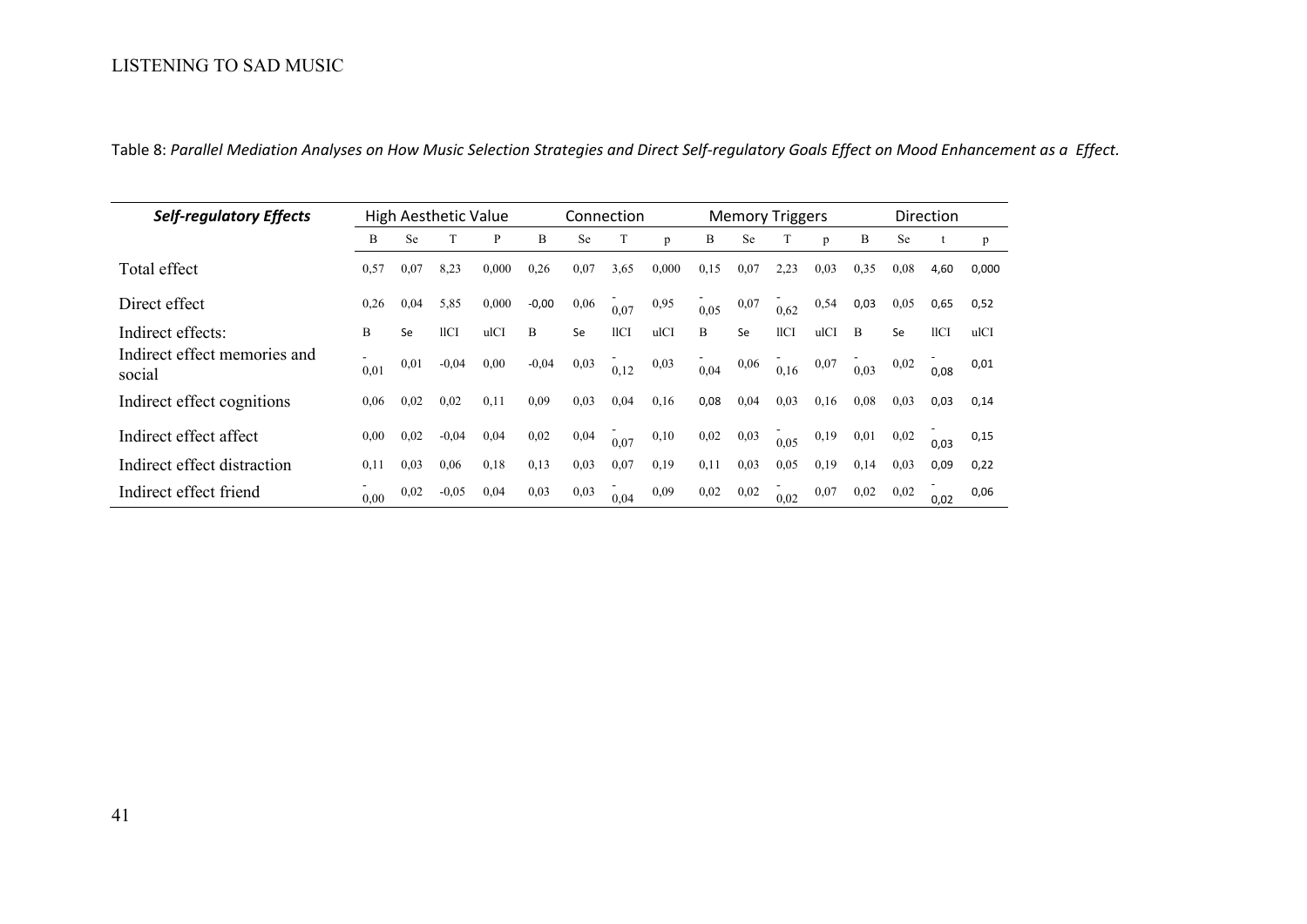Table 8: *Parallel Mediation Analyses on How Music Selection Strategies and Direct Self-regulatory Goals Effect on Mood Enhancement as a  Effect.*

| ***Self-regulatory Effects*** | High Aesthetic Value | | | | Connection | | | | Memory Triggers | | | | Direction | | | |
|---|---|---|---|---|---|---|---|---|---|---|---|---|---|---|---|---|
| | B | Se | T | P | B | Se | T | p | B | Se | T | p | B | Se | t | p |
| Total effect | 0,57 | 0,07 | 8,23 | 0,000 | 0,26 | 0,07 | 3,65 | 0,000 | 0,15 | 0,07 | 2,23 | 0,03 | 0,35 | 0,08 | 4,60 | 0,000 |
| Direct effect | 0,26 | 0,04 | 5,85 | 0,000 | -0,00 | 0,06 | -0,07 | 0,95 | -0,05 | 0,07 | -0,62 | 0,54 | 0,03 | 0,05 | 0,65 | 0,52 |
| Indirect effects: | B | Se | llCI | ulCI | B | Se | llCI | ulCI | B | Se | llCI | ulCI | B | Se | llCI | ulCI |
| Indirect effect memories and social | -0,01 | 0,01 | -0,04 | 0,00 | -0,04 | 0,03 | -0,12 | 0,03 | -0,04 | 0,06 | -0,16 | 0,07 | -0,03 | 0,02 | -0,08 | 0,01 |
| Indirect effect cognitions | 0,06 | 0,02 | 0,02 | 0,11 | 0,09 | 0,03 | 0,04 | 0,16 | 0,08 | 0,04 | 0,03 | 0,16 | 0,08 | 0,03 | 0,03 | 0,14 |
| Indirect effect affect | 0,00 | 0,02 | -0,04 | 0,04 | 0,02 | 0,04 | -0,07 | 0,10 | 0,02 | 0,03 | -0,05 | 0,19 | 0,01 | 0,02 | -0,03 | 0,15 |
| Indirect effect distraction | 0,11 | 0,03 | 0,06 | 0,18 | 0,13 | 0,03 | 0,07 | 0,19 | 0,11 | 0,03 | 0,05 | 0,19 | 0,14 | 0,03 | 0,09 | 0,22 |
| Indirect effect friend | -0,00 | 0,02 | -0,05 | 0,04 | 0,03 | 0,03 | -0,04 | 0,09 | 0,02 | 0,02 | -0,02 | 0,07 | 0,02 | 0,02 | -0,02 | 0,06 |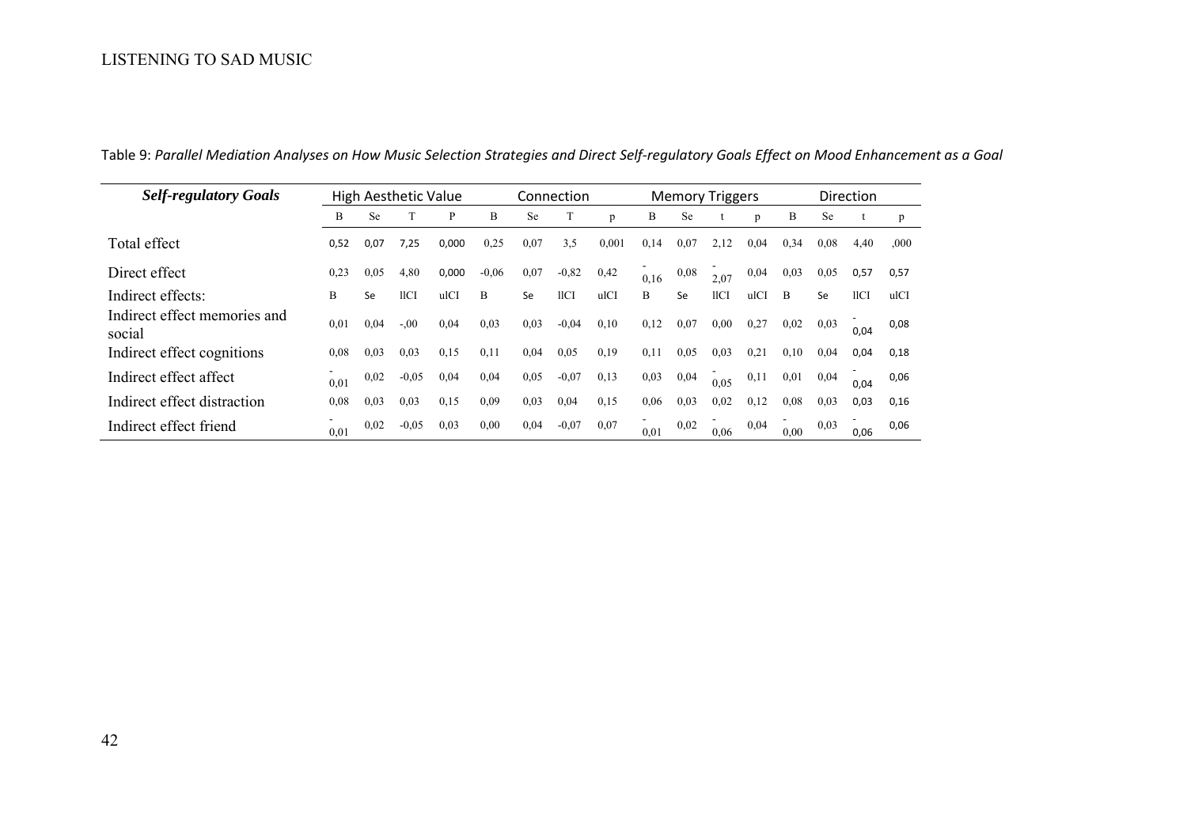Table 9: *Parallel Mediation Analyses on How Music Selection Strategies and Direct Self-regulatory Goals Effect on Mood Enhancement as a Goal*

| ***Self-regulatory Goals*** | High Aesthetic Value | | | | Connection | | | | Memory Triggers | | | | Direction | | | |
|---|---|---|---|---|---|---|---|---|---|---|---|---|---|---|---|---|
| | B | Se | T | P | B | Se | T | p | B | Se | t | p | B | Se | t | p |
| Total effect | 0,52 | 0,07 | 7,25 | 0,000 | 0,25 | 0,07 | 3,5 | 0,001 | 0,14 | 0,07 | 2,12 | 0,04 | 0,34 | 0,08 | 4,40 | ,000 |
| Direct effect | 0,23 | 0,05 | 4,80 | 0,000 | -0,06 | 0,07 | -0,82 | 0,42 | -0,16 | 0,08 | -2,07 | 0,04 | 0,03 | 0,05 | 0,57 | 0,57 |
| Indirect effects: | B | Se | llCI | ulCI | B | Se | llCI | ulCI | B | Se | llCI | ulCI | B | Se | llCI | ulCI |
| Indirect effect memories and social | 0,01 | 0,04 | -,00 | 0,04 | 0,03 | 0,03 | -0,04 | 0,10 | 0,12 | 0,07 | 0,00 | 0,27 | 0,02 | 0,03 | -0,04 | 0,08 |
| Indirect effect cognitions | 0,08 | 0,03 | 0,03 | 0,15 | 0,11 | 0,04 | 0,05 | 0,19 | 0,11 | 0,05 | 0,03 | 0,21 | 0,10 | 0,04 | 0,04 | 0,18 |
| Indirect effect affect | -0,01 | 0,02 | -0,05 | 0,04 | 0,04 | 0,05 | -0,07 | 0,13 | 0,03 | 0,04 | -0,05 | 0,11 | 0,01 | 0,04 | -0,04 | 0,06 |
| Indirect effect distraction | 0,08 | 0,03 | 0,03 | 0,15 | 0,09 | 0,03 | 0,04 | 0,15 | 0,06 | 0,03 | 0,02 | 0,12 | 0,08 | 0,03 | 0,03 | 0,16 |
| Indirect effect friend | -0,01 | 0,02 | -0,05 | 0,03 | 0,00 | 0,04 | -0,07 | 0,07 | -0,01 | 0,02 | -0,06 | 0,04 | -0,00 | 0,03 | -0,06 | 0,06 |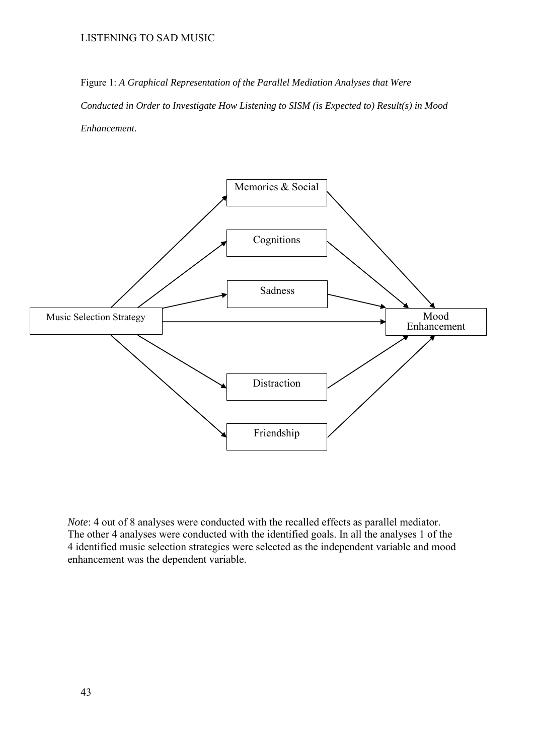Figure 1: *A Graphical Representation of the Parallel Mediation Analyses that Were Conducted in Order to Investigate How Listening to SISM (is Expected to) Result(s) in Mood Enhancement.*

Memories & Social

Cognitions

Sadness

Music Selection Strategy

Mood Enhancement

Distraction

Friendship

*Note*: 4 out of 8 analyses were conducted with the recalled effects as parallel mediator. The other 4 analyses were conducted with the identified goals. In all the analyses 1 of the 4 identified music selection strategies were selected as the independent variable and mood enhancement was the dependent variable.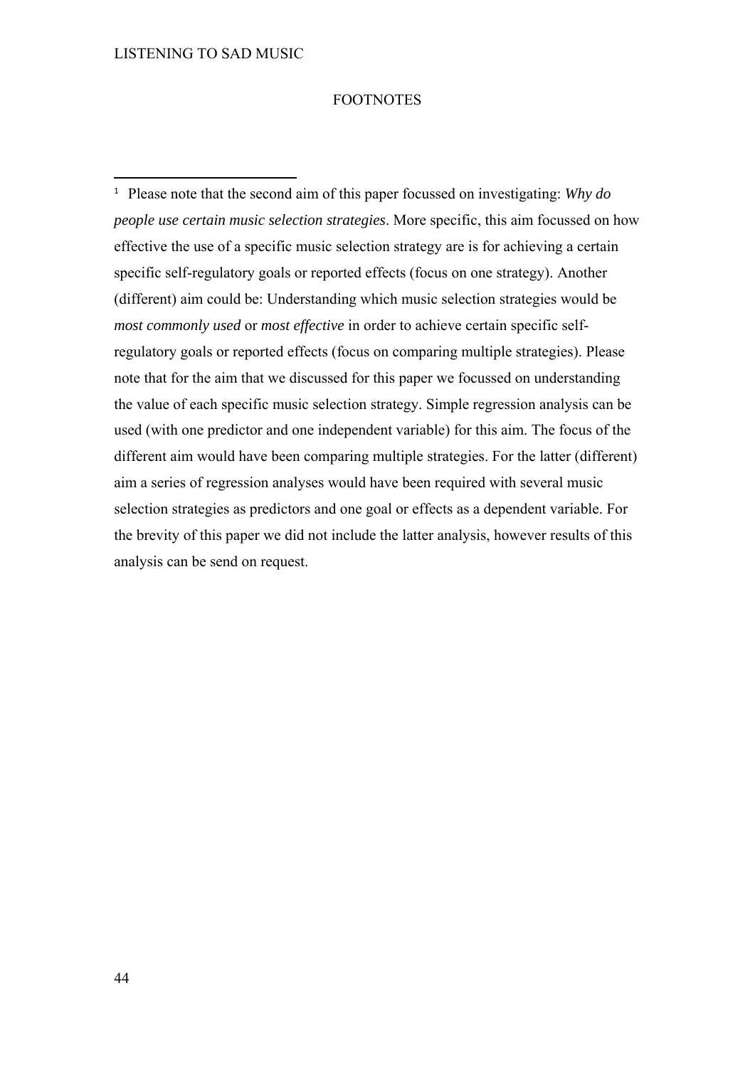# FOOTNOTES

[1] Please note that the second aim of this paper focussed on investigating: *Why do people use certain music selection strategies*. More specific, this aim focussed on how effective the use of a specific music selection strategy are is for achieving a certain specific self-regulatory goals or reported effects (focus on one strategy). Another (different) aim could be: Understanding which music selection strategies would be *most commonly used* or *most effective* in order to achieve certain specific self-regulatory goals or reported effects (focus on comparing multiple strategies). Please note that for the aim that we discussed for this paper we focussed on understanding the value of each specific music selection strategy. Simple regression analysis can be used (with one predictor and one independent variable) for this aim. The focus of the different aim would have been comparing multiple strategies. For the latter (different) aim a series of regression analyses would have been required with several music selection strategies as predictors and one goal or effects as a dependent variable. For the brevity of this paper we did not include the latter analysis, however results of this analysis can be send on request.